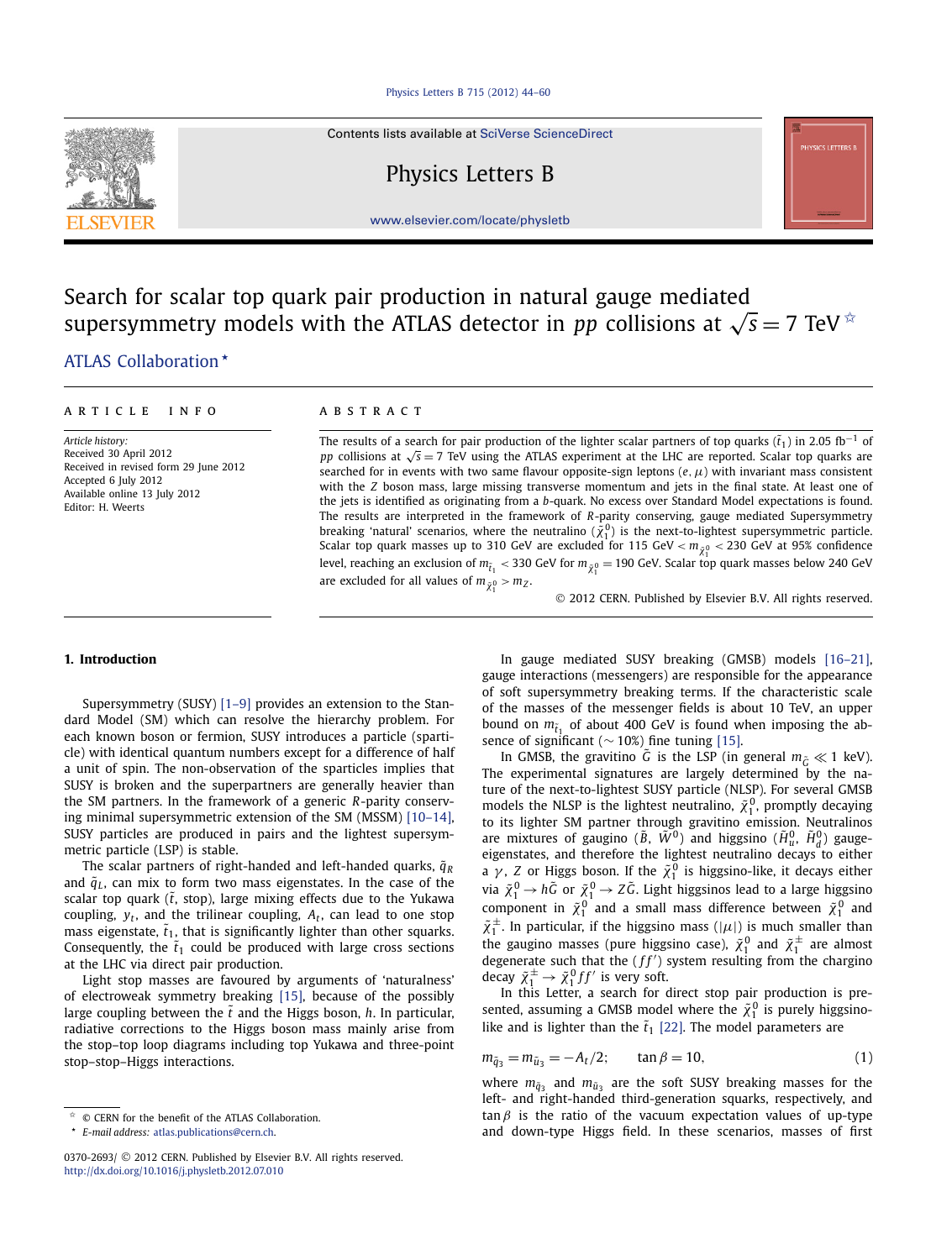# Search for scalar top quark pair production in natural gauge mediated supersymmetry models with the ATLAS detector in $pp$ collisions at $\sqrt{s} = 7$ TeV ☆

ATLAS Collaboration ⋆

**ARTICLE INFO**

*Article history:*
Received 30 April 2012
Received in revised form 29 June 2012
Accepted 6 July 2012
Available online 13 July 2012
Editor: H. Weerts

**ABSTRACT**

The results of a search for pair production of the lighter scalar partners of top quarks ($\tilde{t}_1$) in 2.05 fb$^{-1}$ of $pp$ collisions at $\sqrt{s} = 7$ TeV using the ATLAS experiment at the LHC are reported. Scalar top quarks are searched for in events with two same flavour opposite-sign leptons ($e, \mu$) with invariant mass consistent with the $Z$ boson mass, large missing transverse momentum and jets in the final state. At least one of the jets is identified as originating from a $b$-quark. No excess over Standard Model expectations is found. The results are interpreted in the framework of $R$-parity conserving, gauge mediated Supersymmetry breaking 'natural' scenarios, where the neutralino ($\tilde{\chi}_1^0$) is the next-to-lightest supersymmetric particle. Scalar top quark masses up to 310 GeV are excluded for 115 GeV $< m_{\tilde{\chi}_1^0} <$ 230 GeV at 95% confidence level, reaching an exclusion of $m_{\tilde{t}_1} < 330$ GeV for $m_{\tilde{\chi}_1^0} = 190$ GeV. Scalar top quark masses below 240 GeV are excluded for all values of $m_{\tilde{\chi}_1^0} > m_Z$.

© 2012 CERN. Published by Elsevier B.V. All rights reserved.

## 1. Introduction

Supersymmetry (SUSY) [1–9] provides an extension to the Standard Model (SM) which can resolve the hierarchy problem. For each known boson or fermion, SUSY introduces a particle (sparticle) with identical quantum numbers except for a difference of half a unit of spin. The non-observation of the sparticles implies that SUSY is broken and the superpartners are generally heavier than the SM partners. In the framework of a generic $R$-parity conserving minimal supersymmetric extension of the SM (MSSM) [10–14], SUSY particles are produced in pairs and the lightest supersymmetric particle (LSP) is stable.

The scalar partners of right-handed and left-handed quarks, $\tilde{q}_R$ and $\tilde{q}_L$, can mix to form two mass eigenstates. In the case of the scalar top quark ($\tilde{t}$, stop), large mixing effects due to the Yukawa coupling, $y_t$, and the trilinear coupling, $A_t$, can lead to one stop mass eigenstate, $\tilde{t}_1$, that is significantly lighter than other squarks. Consequently, the $\tilde{t}_1$ could be produced with large cross sections at the LHC via direct pair production.

Light stop masses are favoured by arguments of 'naturalness' of electroweak symmetry breaking [15], because of the possibly large coupling between the $\tilde{t}$ and the Higgs boson, $h$. In particular, radiative corrections to the Higgs boson mass mainly arise from the stop–top loop diagrams including top Yukawa and three-point stop–stop–Higgs interactions.

In gauge mediated SUSY breaking (GMSB) models [16–21], gauge interactions (messengers) are responsible for the appearance of soft supersymmetry breaking terms. If the characteristic scale of the masses of the messenger fields is about 10 TeV, an upper bound on $m_{\tilde{t}_1}$ of about 400 GeV is found when imposing the absence of significant ($\sim 10\%$) fine tuning [15].

In GMSB, the gravitino $\tilde{G}$ is the LSP (in general $m_{\tilde{G}} \ll 1$ keV). The experimental signatures are largely determined by the nature of the next-to-lightest SUSY particle (NLSP). For several GMSB models the NLSP is the lightest neutralino, $\tilde{\chi}_1^0$, promptly decaying to its lighter SM partner through gravitino emission. Neutralinos are mixtures of gaugino ($\tilde{B}$, $\tilde{W}^0$) and higgsino ($\tilde{H}_u^0$, $\tilde{H}_d^0$) gauge-eigenstates, and therefore the lightest neutralino decays to either a $\gamma$, $Z$ or Higgs boson. If the $\tilde{\chi}_1^0$ is higgsino-like, it decays either via $\tilde{\chi}_1^0 \to h\tilde{G}$ or $\tilde{\chi}_1^0 \to Z\tilde{G}$. Light higgsinos lead to a large higgsino component in $\tilde{\chi}_1^0$ and a small mass difference between $\tilde{\chi}_1^0$ and $\tilde{\chi}_1^\pm$. In particular, if the higgsino mass ($|\mu|$) is much smaller than the gaugino masses (pure higgsino case), $\tilde{\chi}_1^0$ and $\tilde{\chi}_1^\pm$ are almost degenerate such that the $(ff')$ system resulting from the chargino decay $\tilde{\chi}_1^\pm \to \tilde{\chi}_1^0 ff'$ is very soft.

In this Letter, a search for direct stop pair production is presented, assuming a GMSB model where the $\tilde{\chi}_1^0$ is purely higgsino-like and is lighter than the $\tilde{t}_1$ [22]. The model parameters are

$$m_{\tilde{q}_3} = m_{\tilde{u}_3} = -A_t/2; \qquad \tan\beta = 10, \tag{1}$$

where $m_{\tilde{q}_3}$ and $m_{\tilde{u}_3}$ are the soft SUSY breaking masses for the left- and right-handed third-generation squarks, respectively, and $\tan\beta$ is the ratio of the vacuum expectation values of up-type and down-type Higgs field. In these scenarios, masses of first

---

☆ © CERN for the benefit of the ATLAS Collaboration.
⋆ *E-mail address:* atlas.publications@cern.ch.

0370-2693/ © 2012 CERN. Published by Elsevier B.V. All rights reserved.
http://dx.doi.org/10.1016/j.physletb.2012.07.010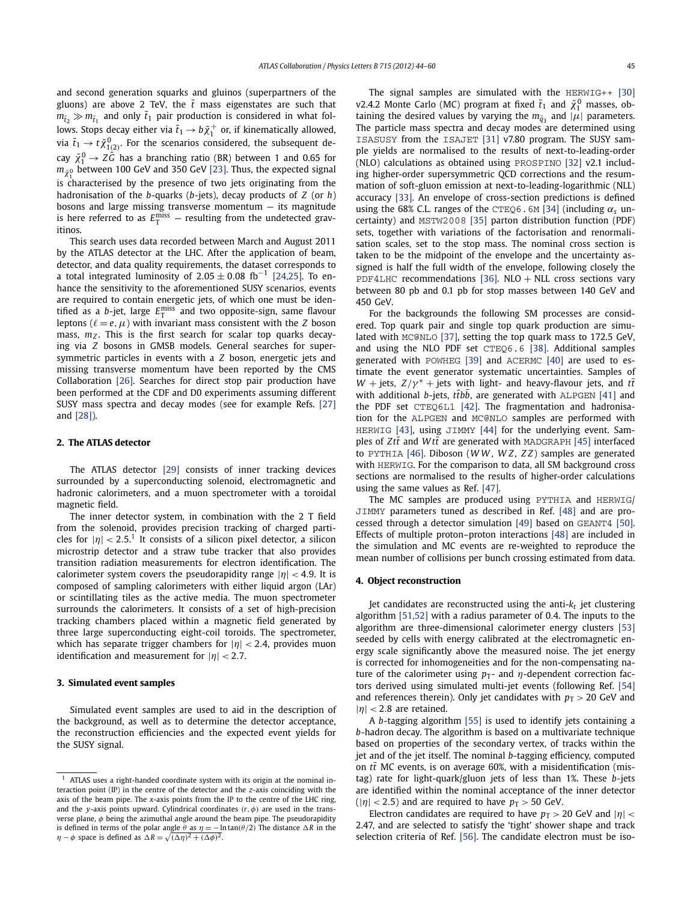and second generation squarks and gluinos (superpartners of the gluons) are above 2 TeV, the $\tilde{t}$ mass eigenstates are such that $m_{\tilde{t}_2} \gg m_{\tilde{t}_1}$ and only $\tilde{t}_1$ pair production is considered in what follows. Stops decay either via $\tilde{t}_1 \to b\tilde{\chi}_1^+$ or, if kinematically allowed, via $\tilde{t}_1 \to t\tilde{\chi}_{1(2)}^0$. For the scenarios considered, the subsequent decay $\tilde{\chi}_1^0 \to Z\tilde{G}$ has a branching ratio (BR) between 1 and 0.65 for $m_{\tilde{\chi}_1^0}$ between 100 GeV and 350 GeV [23]. Thus, the expected signal is characterised by the presence of two jets originating from the hadronisation of the $b$-quarks ($b$-jets), decay products of $Z$ (or $h$) bosons and large missing transverse momentum — its magnitude is here referred to as $E_{\mathrm{T}}^{\mathrm{miss}}$ — resulting from the undetected gravitinos.

This search uses data recorded between March and August 2011 by the ATLAS detector at the LHC. After the application of beam, detector, and data quality requirements, the dataset corresponds to a total integrated luminosity of $2.05 \pm 0.08$ fb$^{-1}$ [24,25]. To enhance the sensitivity to the aforementioned SUSY scenarios, events are required to contain energetic jets, of which one must be identified as a $b$-jet, large $E_{\mathrm{T}}^{\mathrm{miss}}$ and two opposite-sign, same flavour leptons ($\ell = e, \mu$) with invariant mass consistent with the $Z$ boson mass, $m_Z$. This is the first search for scalar top quarks decaying via $Z$ bosons in GMSB models. General searches for supersymmetric particles in events with a $Z$ boson, energetic jets and missing transverse momentum have been reported by the CMS Collaboration [26]. Searches for direct stop pair production have been performed at the CDF and D0 experiments assuming different SUSY mass spectra and decay modes (see for example Refs. [27] and [28]).

## 2. The ATLAS detector

The ATLAS detector [29] consists of inner tracking devices surrounded by a superconducting solenoid, electromagnetic and hadronic calorimeters, and a muon spectrometer with a toroidal magnetic field.

The inner detector system, in combination with the 2 T field from the solenoid, provides precision tracking of charged particles for $|\eta| < 2.5$.[1] It consists of a silicon pixel detector, a silicon microstrip detector and a straw tube tracker that also provides transition radiation measurements for electron identification. The calorimeter system covers the pseudorapidity range $|\eta| < 4.9$. It is composed of sampling calorimeters with either liquid argon (LAr) or scintillating tiles as the active media. The muon spectrometer surrounds the calorimeters. It consists of a set of high-precision tracking chambers placed within a magnetic field generated by three large superconducting eight-coil toroids. The spectrometer, which has separate trigger chambers for $|\eta| < 2.4$, provides muon identification and measurement for $|\eta| < 2.7$.

## 3. Simulated event samples

Simulated event samples are used to aid in the description of the background, as well as to determine the detector acceptance, the reconstruction efficiencies and the expected event yields for the SUSY signal.

The signal samples are simulated with the HERWIG++ [30] v2.4.2 Monte Carlo (MC) program at fixed $\tilde{t}_1$ and $\tilde{\chi}_1^0$ masses, obtaining the desired values by varying the $m_{\tilde{q}_3}$ and $|\mu|$ parameters. The particle mass spectra and decay modes are determined using ISASUSY from the ISAJET [31] v7.80 program. The SUSY sample yields are normalised to the results of next-to-leading-order (NLO) calculations as obtained using PROSPINO [32] v2.1 including higher-order supersymmetric QCD corrections and the resummation of soft-gluon emission at next-to-leading-logarithmic (NLL) accuracy [33]. An envelope of cross-section predictions is defined using the 68% C.L. ranges of the CTEQ6.6M [34] (including $\alpha_s$ uncertainty) and MSTW2008 [35] parton distribution function (PDF) sets, together with variations of the factorisation and renormalisation scales, set to the stop mass. The nominal cross section is taken to be the midpoint of the envelope and the uncertainty assigned is half the full width of the envelope, following closely the PDF4LHC recommendations [36]. NLO + NLL cross sections vary between 80 pb and 0.1 pb for stop masses between 140 GeV and 450 GeV.

For the backgrounds the following SM processes are considered. Top quark pair and single top quark production are simulated with MC@NLO [37], setting the top quark mass to 172.5 GeV, and using the NLO PDF set CTEQ6.6 [38]. Additional samples generated with POWHEG [39] and ACERMC [40] are used to estimate the event generator systematic uncertainties. Samples of $W$ + jets, $Z/\gamma^*$ + jets with light- and heavy-flavour jets, and $t\bar{t}$ with additional $b$-jets, $t\bar{t}b\bar{b}$, are generated with ALPGEN [41] and the PDF set CTEQ6L1 [42]. The fragmentation and hadronisation for the ALPGEN and MC@NLO samples are performed with HERWIG [43], using JIMMY [44] for the underlying event. Samples of $Zt\bar{t}$ and $Wt\bar{t}$ are generated with MADGRAPH [45] interfaced to PYTHIA [46]. Diboson ($WW$, $WZ$, $ZZ$) samples are generated with HERWIG. For the comparison to data, all SM background cross sections are normalised to the results of higher-order calculations using the same values as Ref. [47].

The MC samples are produced using PYTHIA and HERWIG/JIMMY parameters tuned as described in Ref. [48] and are processed through a detector simulation [49] based on GEANT4 [50]. Effects of multiple proton–proton interactions [48] are included in the simulation and MC events are re-weighted to reproduce the mean number of collisions per bunch crossing estimated from data.

## 4. Object reconstruction

Jet candidates are reconstructed using the anti-$k_t$ jet clustering algorithm [51,52] with a radius parameter of 0.4. The inputs to the algorithm are three-dimensional calorimeter energy clusters [53] seeded by cells with energy calibrated at the electromagnetic energy scale significantly above the measured noise. The jet energy is corrected for inhomogeneities and for the non-compensating nature of the calorimeter using $p_{\mathrm{T}}$- and $\eta$-dependent correction factors derived using simulated multi-jet events (following Ref. [54] and references therein). Only jet candidates with $p_{\mathrm{T}} > 20$ GeV and $|\eta| < 2.8$ are retained.

A $b$-tagging algorithm [55] is used to identify jets containing a $b$-hadron decay. The algorithm is based on a multivariate technique based on properties of the secondary vertex, of tracks within the jet and of the jet itself. The nominal $b$-tagging efficiency, computed on $t\bar{t}$ MC events, is on average 60%, with a misidentification (mistag) rate for light-quark/gluon jets of less than 1%. These $b$-jets are identified within the nominal acceptance of the inner detector ($|\eta| < 2.5$) and are required to have $p_{\mathrm{T}} > 50$ GeV.

Electron candidates are required to have $p_{\mathrm{T}} > 20$ GeV and $|\eta| < 2.47$, and are selected to satisfy the 'tight' shower shape and track selection criteria of Ref. [56]. The candidate electron must be iso-

---

[1] ATLAS uses a right-handed coordinate system with its origin at the nominal interaction point (IP) in the centre of the detector and the $z$-axis coinciding with the axis of the beam pipe. The $x$-axis points from the IP to the centre of the LHC ring, and the $y$-axis points upward. Cylindrical coordinates $(r, \phi)$ are used in the transverse plane, $\phi$ being the azimuthal angle around the beam pipe. The pseudorapidity is defined in terms of the polar angle $\theta$ as $\eta = -\ln\tan(\theta/2)$ The distance $\Delta R$ in the $\eta - \phi$ space is defined as $\Delta R = \sqrt{(\Delta\eta)^2 + (\Delta\phi)^2}$.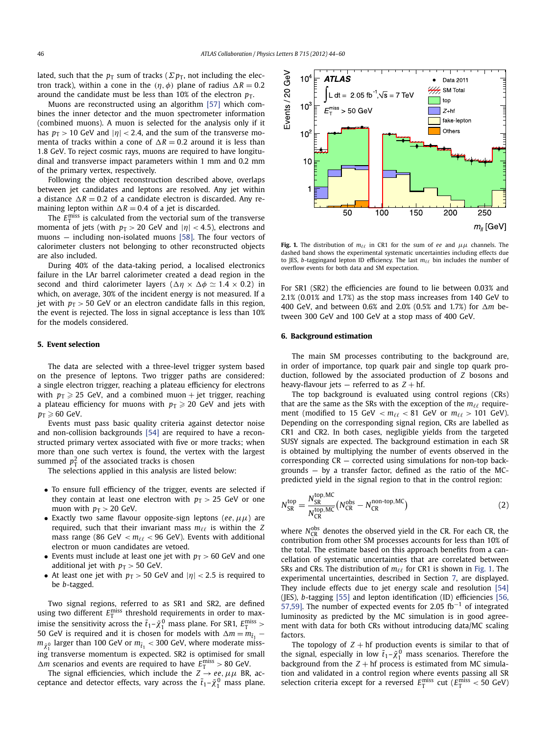lated, such that the $p_T$ sum of tracks ($\Sigma p_T$, not including the electron track), within a cone in the $(\eta, \phi)$ plane of radius $\Delta R = 0.2$ around the candidate must be less than 10% of the electron $p_T$.

Muons are reconstructed using an algorithm [57] which combines the inner detector and the muon spectrometer information (combined muons). A muon is selected for the analysis only if it has $p_T > 10$ GeV and $|\eta| < 2.4$, and the sum of the transverse momenta of tracks within a cone of $\Delta R = 0.2$ around it is less than 1.8 GeV. To reject cosmic rays, muons are required to have longitudinal and transverse impact parameters within 1 mm and 0.2 mm of the primary vertex, respectively.

Following the object reconstruction described above, overlaps between jet candidates and leptons are resolved. Any jet within a distance $\Delta R = 0.2$ of a candidate electron is discarded. Any remaining lepton within $\Delta R = 0.4$ of a jet is discarded.

The $E_T^{\text{miss}}$ is calculated from the vectorial sum of the transverse momenta of jets (with $p_T > 20$ GeV and $|\eta| < 4.5$), electrons and muons – including non-isolated muons [58]. The four vectors of calorimeter clusters not belonging to other reconstructed objects are also included.

During 40% of the data-taking period, a localised electronics failure in the LAr barrel calorimeter created a dead region in the second and third calorimeter layers ($\Delta\eta \times \Delta\phi \simeq 1.4 \times 0.2$) in which, on average, 30% of the incident energy is not measured. If a jet with $p_T > 50$ GeV or an electron candidate falls in this region, the event is rejected. The loss in signal acceptance is less than 10% for the models considered.

## 5. Event selection

The data are selected with a three-level trigger system based on the presence of leptons. Two trigger paths are considered: a single electron trigger, reaching a plateau efficiency for electrons with $p_T \geqslant 25$ GeV, and a combined muon + jet trigger, reaching a plateau efficiency for muons with $p_T \geqslant 20$ GeV and jets with $p_T \geqslant 60$ GeV.

Events must pass basic quality criteria against detector noise and non-collision backgrounds [54] are required to have a reconstructed primary vertex associated with five or more tracks; when more than one such vertex is found, the vertex with the largest summed $p_T^2$ of the associated tracks is chosen

The selections applied in this analysis are listed below:

- To ensure full efficiency of the trigger, events are selected if they contain at least one electron with $p_T > 25$ GeV or one muon with $p_T > 20$ GeV.
- Exactly two same flavour opposite-sign leptons ($ee$, $\mu\mu$) are required, such that their invariant mass $m_{\ell\ell}$ is within the $Z$ mass range (86 GeV $< m_{\ell\ell} <$ 96 GeV). Events with additional electron or muon candidates are vetoed.
- Events must include at least one jet with $p_T > 60$ GeV and one additional jet with $p_T > 50$ GeV.
- At least one jet with $p_T > 50$ GeV and $|\eta| < 2.5$ is required to be $b$-tagged.

Two signal regions, referred to as SR1 and SR2, are defined using two different $E_T^{\text{miss}}$ threshold requirements in order to maximise the sensitivity across the $\tilde{t}_1$–$\tilde{\chi}_1^0$ mass plane. For SR1, $E_T^{\text{miss}} > 50$ GeV is required and it is chosen for models with $\Delta m = m_{\tilde{t}_1} - m_{\tilde{\chi}_1^0}$ larger than 100 GeV or $m_{\tilde{t}_1} < 300$ GeV, where moderate missing transverse momentum is expected. SR2 is optimised for small $\Delta m$ scenarios and events are required to have $E_T^{\text{miss}} > 80$ GeV.

The signal efficiencies, which include the $Z \to ee, \mu\mu$ BR, acceptance and detector effects, vary across the $\tilde{t}_1$–$\tilde{\chi}_1^0$ mass plane. For SR1 (SR2) the efficiencies are found to lie between 0.03% and 2.1% (0.01% and 1.7%) as the stop mass increases from 140 GeV to 400 GeV, and between 0.6% and 2.0% (0.5% and 1.7%) for $\Delta m$ between 300 GeV and 100 GeV at a stop mass of 400 GeV.

**Fig. 1.** The distribution of $m_{\ell\ell}$ in CR1 for the sum of $ee$ and $\mu\mu$ channels. The dashed band shows the experimental systematic uncertainties including effects due to JES, $b$-taggingand lepton ID efficiency. The last $m_{\ell\ell}$ bin includes the number of overflow events for both data and SM expectation.

## 6. Background estimation

The main SM processes contributing to the background are, in order of importance, top quark pair and single top quark production, followed by the associated production of $Z$ bosons and heavy-flavour jets – referred to as $Z$ + hf.

The top background is evaluated using control regions (CRs) that are the same as the SRs with the exception of the $m_{\ell\ell}$ requirement (modified to 15 GeV $< m_{\ell\ell} <$ 81 GeV or $m_{\ell\ell} >$ 101 GeV). Depending on the corresponding signal region, CRs are labelled as CR1 and CR2. In both cases, negligible yields from the targeted SUSY signals are expected. The background estimation in each SR is obtained by multiplying the number of events observed in the corresponding CR – corrected using simulations for non-top backgrounds – by a transfer factor, defined as the ratio of the MC-predicted yield in the signal region to that in the control region:

$$N_{\text{SR}}^{\text{top}} = \frac{N_{\text{SR}}^{\text{top,MC}}}{N_{\text{CR}}^{\text{top,MC}}} \left(N_{\text{CR}}^{\text{obs}} - N_{\text{CR}}^{\text{non-top,MC}}\right) \tag{2}$$

where $N_{\text{CR}}^{\text{obs}}$ denotes the observed yield in the CR. For each CR, the contribution from other SM processes accounts for less than 10% of the total. The estimate based on this approach benefits from a cancellation of systematic uncertainties that are correlated between SRs and CRs. The distribution of $m_{\ell\ell}$ for CR1 is shown in Fig. 1. The experimental uncertainties, described in Section 7, are displayed. They include effects due to jet energy scale and resolution [54] (JES), $b$-tagging [55] and lepton identification (ID) efficiencies [56,57,59]. The number of expected events for 2.05 $\text{fb}^{-1}$ of integrated luminosity as predicted by the MC simulation is in good agreement with data for both CRs without introducing data/MC scaling factors.

The topology of $Z$ + hf production events is similar to that of the signal, especially in low $\tilde{t}_1$–$\tilde{\chi}_1^0$ mass scenarios. Therefore the background from the $Z$ + hf process is estimated from MC simulation and validated in a control region where events passing all SR selection criteria except for a reversed $E_T^{\text{miss}}$ cut ($E_T^{\text{miss}} < 50$ GeV)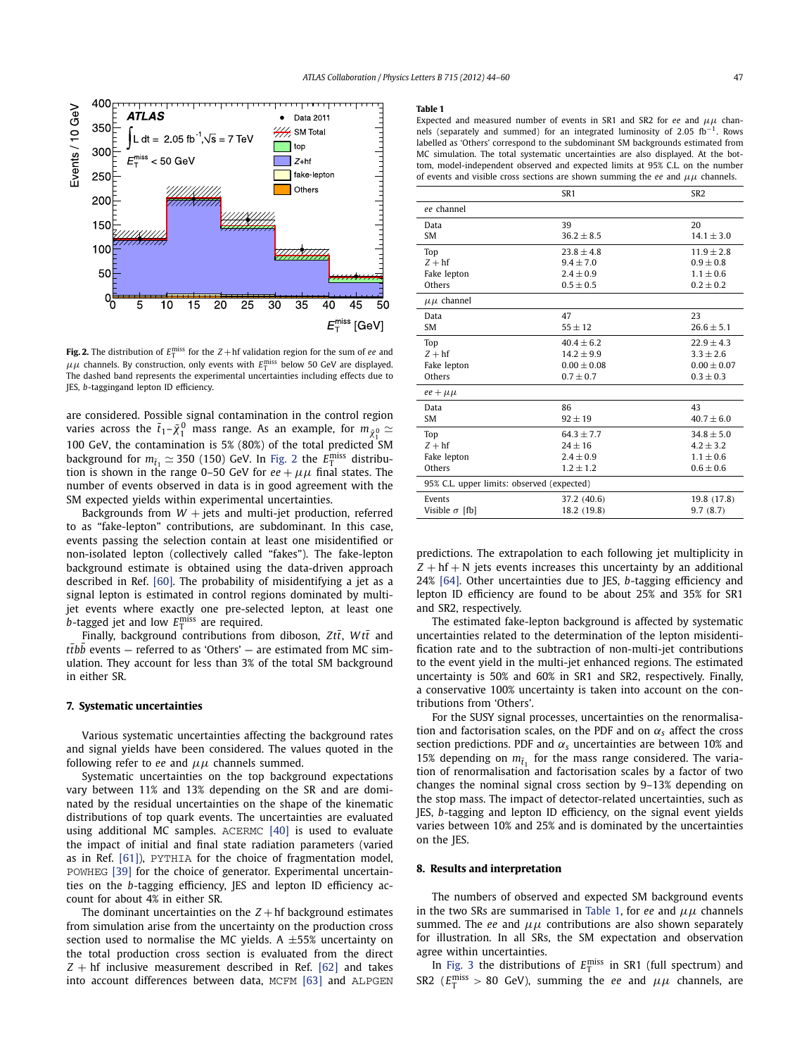Fig. 2. The distribution of $E_T^{miss}$ for the $Z+$hf validation region for the sum of $ee$ and $\mu\mu$ channels. By construction, only events with $E_T^{miss}$ below 50 GeV are displayed. The dashed band represents the experimental uncertainties including effects due to JES, $b$-taggingand lepton ID efficiency.

are considered. Possible signal contamination in the control region varies across the $\tilde{t}_1$–$\tilde{\chi}_1^0$ mass range. As an example, for $m_{\tilde{\chi}_1^0} \simeq 100$ GeV, the contamination is 5% (80%) of the total predicted SM background for $m_{\tilde{t}_1} \simeq 350$ (150) GeV. In Fig. 2 the $E_T^{miss}$ distribution is shown in the range 0–50 GeV for $ee + \mu\mu$ final states. The number of events observed in data is in good agreement with the SM expected yields within experimental uncertainties.

Backgrounds from $W+$jets and multi-jet production, referred to as "fake-lepton" contributions, are subdominant. In this case, events passing the selection contain at least one misidentified or non-isolated lepton (collectively called "fakes"). The fake-lepton background estimate is obtained using the data-driven approach described in Ref. [60]. The probability of misidentifying a jet as a signal lepton is estimated in control regions dominated by multi-jet events where exactly one pre-selected lepton, at least one $b$-tagged jet and low $E_T^{miss}$ are required.

Finally, background contributions from diboson, $Zt\bar{t}$, $Wt\bar{t}$ and $t\bar{t}b\bar{b}$ events — referred to as 'Others' — are estimated from MC simulation. They account for less than 3% of the total SM background in either SR.

## 7. Systematic uncertainties

Various systematic uncertainties affecting the background rates and signal yields have been considered. The values quoted in the following refer to $ee$ and $\mu\mu$ channels summed.

Systematic uncertainties on the top background expectations vary between 11% and 13% depending on the SR and are dominated by the residual uncertainties on the shape of the kinematic distributions of top quark events. The uncertainties are evaluated using additional MC samples. ACERMC [40] is used to evaluate the impact of initial and final state radiation parameters (varied as in Ref. [61]), PYTHIA for the choice of fragmentation model, POWHEG [39] for the choice of generator. Experimental uncertainties on the $b$-tagging efficiency, JES and lepton ID efficiency account for about 4% in either SR.

The dominant uncertainties on the $Z+$hf background estimates from simulation arise from the uncertainty on the production cross section used to normalise the MC yields. A $\pm 55$% uncertainty on the total production cross section is evaluated from the direct $Z+$hf inclusive measurement described in Ref. [62] and takes into account differences between data, MCFM [63] and ALPGEN predictions. The extrapolation to each following jet multiplicity in $Z+$hf$+$N jets events increases this uncertainty by an additional 24% [64]. Other uncertainties due to JES, $b$-tagging efficiency and lepton ID efficiency are found to be about 25% and 35% for SR1 and SR2, respectively.

The estimated fake-lepton background is affected by systematic uncertainties related to the determination of the lepton misidentification rate and to the subtraction of non-multi-jet contributions to the event yield in the multi-jet enhanced regions. The estimated uncertainty is 50% and 60% in SR1 and SR2, respectively. Finally, a conservative 100% uncertainty is taken into account on the contributions from 'Others'.

For the SUSY signal processes, uncertainties on the renormalisation and factorisation scales, on the PDF and on $\alpha_s$ affect the cross section predictions. PDF and $\alpha_s$ uncertainties are between 10% and 15% depending on $m_{\tilde{t}_1}$ for the mass range considered. The variation of renormalisation and factorisation scales by a factor of two changes the nominal signal cross section by 9–13% depending on the stop mass. The impact of detector-related uncertainties, such as JES, $b$-tagging and lepton ID efficiency, on the signal event yields varies between 10% and 25% and is dominated by the uncertainties on the JES.

**Table 1**

Expected and measured number of events in SR1 and SR2 for $ee$ and $\mu\mu$ channels (separately and summed) for an integrated luminosity of 2.05 fb$^{-1}$. Rows labelled as 'Others' correspond to the subdominant SM backgrounds estimated from MC simulation. The total systematic uncertainties are also displayed. At the bottom, model-independent observed and expected limits at 95% C.L. on the number of events and visible cross sections are shown summing the $ee$ and $\mu\mu$ channels.

| | SR1 | SR2 |
|---|---|---|
| *ee* channel | | |
| Data | 39 | 20 |
| SM | $36.2 \pm 8.5$ | $14.1 \pm 3.0$ |
| Top | $23.8 \pm 4.8$ | $11.9 \pm 2.8$ |
| $Z+$hf | $9.4 \pm 7.0$ | $0.9 \pm 0.8$ |
| Fake lepton | $2.4 \pm 0.9$ | $1.1 \pm 0.6$ |
| Others | $0.5 \pm 0.5$ | $0.2 \pm 0.2$ |
| $\mu\mu$ channel | | |
| Data | 47 | 23 |
| SM | $55 \pm 12$ | $26.6 \pm 5.1$ |
| Top | $40.4 \pm 6.2$ | $22.9 \pm 4.3$ |
| $Z+$hf | $14.2 \pm 9.9$ | $3.3 \pm 2.6$ |
| Fake lepton | $0.00 \pm 0.08$ | $0.00 \pm 0.07$ |
| Others | $0.7 \pm 0.7$ | $0.3 \pm 0.3$ |
| $ee+\mu\mu$ | | |
| Data | 86 | 43 |
| SM | $92 \pm 19$ | $40.7 \pm 6.0$ |
| Top | $64.3 \pm 7.7$ | $34.8 \pm 5.0$ |
| $Z+$hf | $24 \pm 16$ | $4.2 \pm 3.2$ |
| Fake lepton | $2.4 \pm 0.9$ | $1.1 \pm 0.6$ |
| Others | $1.2 \pm 1.2$ | $0.6 \pm 0.6$ |
| 95% C.L. upper limits: observed (expected) | | |
| Events | 37.2 (40.6) | 19.8 (17.8) |
| Visible $\sigma$ [fb] | 18.2 (19.8) | 9.7 (8.7) |

## 8. Results and interpretation

The numbers of observed and expected SM background events in the two SRs are summarised in Table 1, for $ee$ and $\mu\mu$ channels summed. The $ee$ and $\mu\mu$ contributions are also shown separately for illustration. In all SRs, the SM expectation and observation agree within uncertainties.

In Fig. 3 the distributions of $E_T^{miss}$ in SR1 (full spectrum) and SR2 ($E_T^{miss} > 80$ GeV), summing the $ee$ and $\mu\mu$ channels, are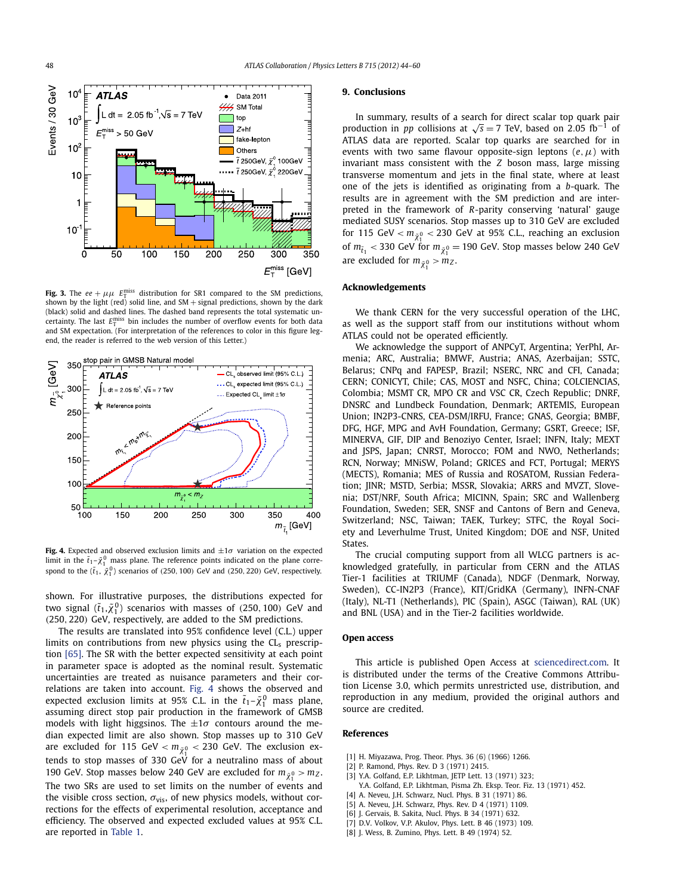**Fig. 3.** The $ee + \mu\mu$ $E_T^{miss}$ distribution for SR1 compared to the SM predictions, shown by the light (red) solid line, and SM + signal predictions, shown by the dark (black) solid and dashed lines. The dashed band represents the total systematic uncertainty. The last $E_T^{miss}$ bin includes the number of overflow events for both data and SM expectation. (For interpretation of the references to color in this figure legend, the reader is referred to the web version of this Letter.)

**Fig. 4.** Expected and observed exclusion limits and $\pm 1\sigma$ variation on the expected limit in the $\tilde{t}_1$–$\tilde{\chi}_1^0$ mass plane. The reference points indicated on the plane correspond to the $(\tilde{t}_1, \tilde{\chi}_1^0)$ scenarios of (250, 100) GeV and (250, 220) GeV, respectively.

shown. For illustrative purposes, the distributions expected for two signal $(\tilde{t}_1, \tilde{\chi}_1^0)$ scenarios with masses of (250, 100) GeV and (250, 220) GeV, respectively, are added to the SM predictions.

The results are translated into 95% confidence level (C.L.) upper limits on contributions from new physics using the $CL_s$ prescription [65]. The SR with the better expected sensitivity at each point in parameter space is adopted as the nominal result. Systematic uncertainties are treated as nuisance parameters and their correlations are taken into account. Fig. 4 shows the observed and expected exclusion limits at 95% C.L. in the $\tilde{t}_1$–$\tilde{\chi}_1^0$ mass plane, assuming direct stop pair production in the framework of GMSB models with light higgsinos. The $\pm 1\sigma$ contours around the median expected limit are also shown. Stop masses up to 310 GeV are excluded for 115 GeV $< m_{\tilde{\chi}_1^0} <$ 230 GeV. The exclusion extends to stop masses of 330 GeV for a neutralino mass of about 190 GeV. Stop masses below 240 GeV are excluded for $m_{\tilde{\chi}_1^0} > m_Z$. The two SRs are used to set limits on the number of events and the visible cross section, $\sigma_{vis}$, of new physics models, without corrections for the effects of experimental resolution, acceptance and efficiency. The observed and expected excluded values at 95% C.L. are reported in Table 1.

## 9. Conclusions

In summary, results of a search for direct scalar top quark pair production in $pp$ collisions at $\sqrt{s} = 7$ TeV, based on 2.05 fb$^{-1}$ of ATLAS data are reported. Scalar top quarks are searched for in events with two same flavour opposite-sign leptons $(e, \mu)$ with invariant mass consistent with the $Z$ boson mass, large missing transverse momentum and jets in the final state, where at least one of the jets is identified as originating from a $b$-quark. The results are in agreement with the SM prediction and are interpreted in the framework of $R$-parity conserving 'natural' gauge mediated SUSY scenarios. Stop masses up to 310 GeV are excluded for 115 GeV $< m_{\tilde{\chi}_1^0} <$ 230 GeV at 95% C.L., reaching an exclusion of $m_{\tilde{t}_1} < 330$ GeV for $m_{\tilde{\chi}_1^0} = 190$ GeV. Stop masses below 240 GeV are excluded for $m_{\tilde{\chi}_1^0} > m_Z$.

## Acknowledgements

We thank CERN for the very successful operation of the LHC, as well as the support staff from our institutions without whom ATLAS could not be operated efficiently.

We acknowledge the support of ANPCyT, Argentina; YerPhI, Armenia; ARC, Australia; BMWF, Austria; ANAS, Azerbaijan; SSTC, Belarus; CNPq and FAPESP, Brazil; NSERC, NRC and CFI, Canada; CERN; CONICYT, Chile; CAS, MOST and NSFC, China; COLCIENCIAS, Colombia; MSMT CR, MPO CR and VSC CR, Czech Republic; DNRF, DNSRC and Lundbeck Foundation, Denmark; ARTEMIS, European Union; IN2P3-CNRS, CEA-DSM/IRFU, France; GNAS, Georgia; BMBF, DFG, HGF, MPG and AvH Foundation, Germany; GSRT, Greece; ISF, MINERVA, GIF, DIP and Benoziyo Center, Israel; INFN, Italy; MEXT and JSPS, Japan; CNRST, Morocco; FOM and NWO, Netherlands; RCN, Norway; MNiSW, Poland; GRICES and FCT, Portugal; MERYS (MECTS), Romania; MES of Russia and ROSATOM, Russian Federation; JINR; MSTD, Serbia; MSSR, Slovakia; ARRS and MVZT, Slovenia; DST/NRF, South Africa; MICINN, Spain; SRC and Wallenberg Foundation, Sweden; SER, SNSF and Cantons of Bern and Geneva, Switzerland; NSC, Taiwan; TAEK, Turkey; STFC, the Royal Society and Leverhulme Trust, United Kingdom; DOE and NSF, United States.

The crucial computing support from all WLCG partners is acknowledged gratefully, in particular from CERN and the ATLAS Tier-1 facilities at TRIUMF (Canada), NDGF (Denmark, Norway, Sweden), CC-IN2P3 (France), KIT/GridKA (Germany), INFN-CNAF (Italy), NL-T1 (Netherlands), PIC (Spain), ASGC (Taiwan), RAL (UK) and BNL (USA) and in the Tier-2 facilities worldwide.

## Open access

This article is published Open Access at sciencedirect.com. It is distributed under the terms of the Creative Commons Attribution License 3.0, which permits unrestricted use, distribution, and reproduction in any medium, provided the original authors and source are credited.

## References

[1] H. Miyazawa, Prog. Theor. Phys. 36 (6) (1966) 1266.
[2] P. Ramond, Phys. Rev. D 3 (1971) 2415.
[3] Y.A. Golfand, E.P. Likhtman, JETP Lett. 13 (1971) 323;
Y.A. Golfand, E.P. Likhtman, Pisma Zh. Eksp. Teor. Fiz. 13 (1971) 452.
[4] A. Neveu, J.H. Schwarz, Nucl. Phys. B 31 (1971) 86.
[5] A. Neveu, J.H. Schwarz, Phys. Rev. D 4 (1971) 1109.
[6] J. Gervais, B. Sakita, Nucl. Phys. B 34 (1971) 632.
[7] D.V. Volkov, V.P. Akulov, Phys. Lett. B 46 (1973) 109.
[8] J. Wess, B. Zumino, Phys. Lett. B 49 (1974) 52.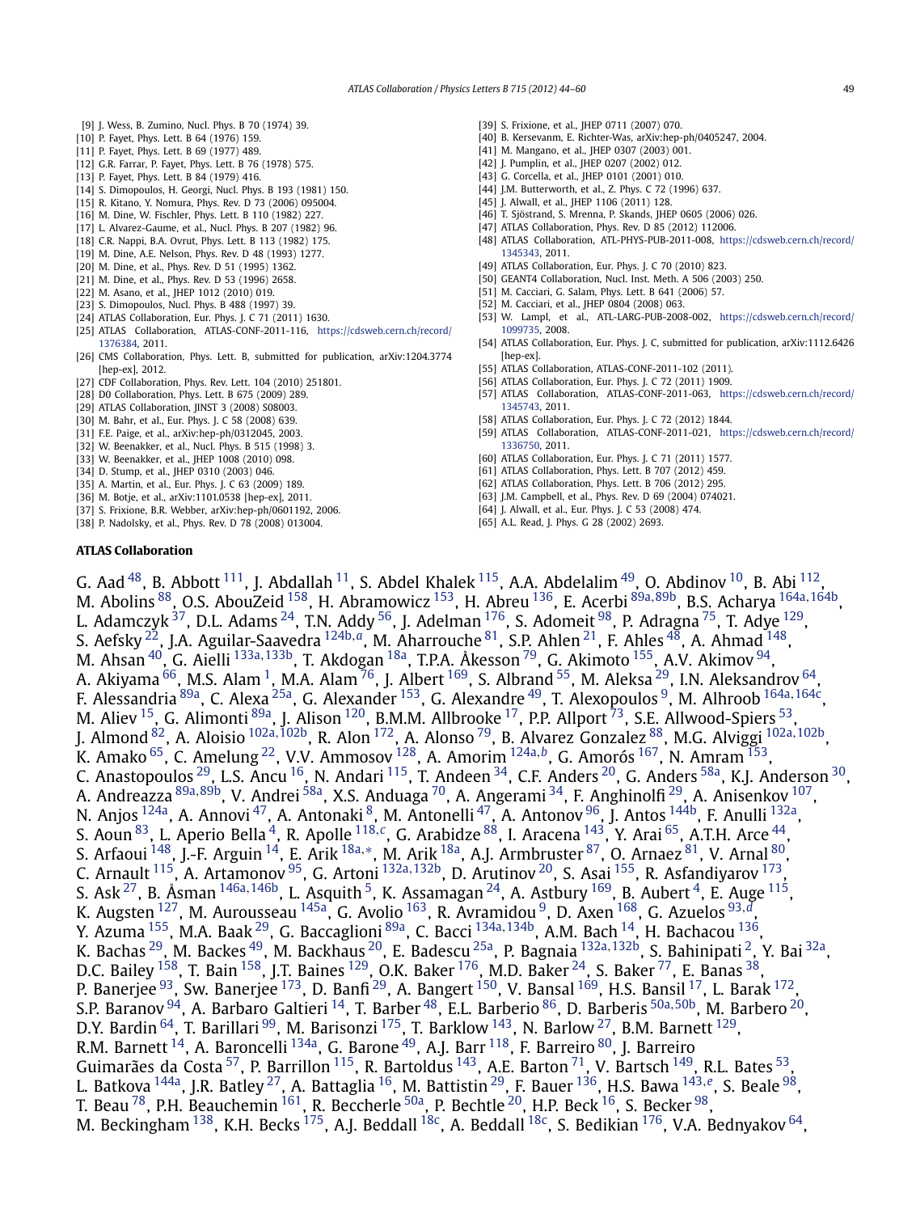[9] J. Wess, B. Zumino, Nucl. Phys. B 70 (1974) 39.
[10] P. Fayet, Phys. Lett. B 64 (1976) 159.
[11] P. Fayet, Phys. Lett. B 69 (1977) 489.
[12] G.R. Farrar, P. Fayet, Phys. Lett. B 76 (1978) 575.
[13] P. Fayet, Phys. Lett. B 84 (1979) 416.
[14] S. Dimopoulos, H. Georgi, Nucl. Phys. B 193 (1981) 150.
[15] R. Kitano, Y. Nomura, Phys. Rev. D 73 (2006) 095004.
[16] M. Dine, W. Fischler, Phys. Lett. B 110 (1982) 227.
[17] L. Alvarez-Gaume, et al., Nucl. Phys. B 207 (1982) 96.
[18] C.R. Nappi, B.A. Ovrut, Phys. Lett. B 113 (1982) 175.
[19] M. Dine, A.E. Nelson, Phys. Rev. D 48 (1993) 1277.
[20] M. Dine, et al., Phys. Rev. D 51 (1995) 1362.
[21] M. Dine, et al., Phys. Rev. D 53 (1996) 2658.
[22] M. Asano, et al., JHEP 1012 (2010) 019.
[23] S. Dimopoulos, Nucl. Phys. B 488 (1997) 39.
[24] ATLAS Collaboration, Eur. Phys. J. C 71 (2011) 1630.
[25] ATLAS Collaboration, ATLAS-CONF-2011-116, https://cdsweb.cern.ch/record/1376384, 2011.
[26] CMS Collaboration, Phys. Lett. B, submitted for publication, arXiv:1204.3774 [hep-ex], 2012.
[27] CDF Collaboration, Phys. Rev. Lett. 104 (2010) 251801.
[28] D0 Collaboration, Phys. Lett. B 675 (2009) 289.
[29] ATLAS Collaboration, JINST 3 (2008) S08003.
[30] M. Bahr, et al., Eur. Phys. J. C 58 (2008) 639.
[31] F.E. Paige, et al., arXiv:hep-ph/0312045, 2003.
[32] W. Beenakker, et al., Nucl. Phys. B 515 (1998) 3.
[33] W. Beenakker, et al., JHEP 1008 (2010) 098.
[34] D. Stump, et al., JHEP 0310 (2003) 046.
[35] A. Martin, et al., Eur. Phys. J. C 63 (2009) 189.
[36] M. Botje, et al., arXiv:1101.0538 [hep-ex], 2011.
[37] S. Frixione, B.R. Webber, arXiv:hep-ph/0601192, 2006.
[38] P. Nadolsky, et al., Phys. Rev. D 78 (2008) 013004.
[39] S. Frixione, et al., JHEP 0711 (2007) 070.
[40] B. Kersevan, E. Richter-Was, arXiv:hep-ph/0405247, 2004.
[41] M. Mangano, et al., JHEP 0307 (2003) 001.
[42] J. Pumplin, et al., JHEP 0207 (2002) 012.
[43] G. Corcella, et al., JHEP 0101 (2001) 010.
[44] J.M. Butterworth, et al., Z. Phys. C 72 (1996) 637.
[45] J. Alwall, et al., JHEP 1106 (2011) 128.
[46] T. Sjöstrand, S. Mrenna, P. Skands, JHEP 0605 (2006) 026.
[47] ATLAS Collaboration, Phys. Rev. D 85 (2012) 112006.
[48] ATLAS Collaboration, ATL-PHYS-PUB-2011-008, https://cdsweb.cern.ch/record/1345343, 2011.
[49] ATLAS Collaboration, Eur. Phys. J. C 70 (2010) 823.
[50] GEANT4 Collaboration, Nucl. Inst. Meth. A 506 (2003) 250.
[51] M. Cacciari, G. Salam, Phys. Lett. B 641 (2006) 57.
[52] M. Cacciari, et al., JHEP 0804 (2008) 063.
[53] W. Lampl, et al., ATL-LARG-PUB-2008-002, https://cdsweb.cern.ch/record/1099735, 2008.
[54] ATLAS Collaboration, Eur. Phys. J. C, submitted for publication, arXiv:1112.6426 [hep-ex].
[55] ATLAS Collaboration, ATLAS-CONF-2011-102 (2011).
[56] ATLAS Collaboration, Eur. Phys. J. C 72 (2011) 1909.
[57] ATLAS Collaboration, ATLAS-CONF-2011-063, https://cdsweb.cern.ch/record/1345743, 2011.
[58] ATLAS Collaboration, Eur. Phys. J. C 72 (2012) 1844.
[59] ATLAS Collaboration, ATLAS-CONF-2011-021, https://cdsweb.cern.ch/record/1336750, 2011.
[60] ATLAS Collaboration, Eur. Phys. J. C 71 (2011) 1577.
[61] ATLAS Collaboration, Phys. Lett. B 707 (2012) 459.
[62] ATLAS Collaboration, Phys. Lett. B 706 (2012) 295.
[63] J.M. Campbell, et al., Phys. Rev. D 69 (2004) 074021.
[64] J. Alwall, et al., Eur. Phys. J. C 53 (2008) 474.
[65] A.L. Read, J. Phys. G 28 (2002) 2693.

**ATLAS Collaboration**

G. Aad [48], B. Abbott [111], J. Abdallah [11], S. Abdel Khalek [115], A.A. Abdelalim [49], O. Abdinov [10], B. Abi [112], M. Abolins [88], O.S. AbouZeid [158], H. Abramowicz [153], H. Abreu [136], E. Acerbi [89a,89b], B.S. Acharya [164a,164b], L. Adamczyk [37], D.L. Adams [24], T.N. Addy [56], J. Adelman [176], S. Adomeit [98], P. Adragna [75], T. Adye [129], S. Aefsky [22], J.A. Aguilar-Saavedra [124b,a], M. Aharrouche [81], S.P. Ahlen [21], F. Ahles [48], A. Ahmad [148], M. Ahsan [40], G. Aielli [133a,133b], T. Akdogan [18a], T.P.A. Åkesson [79], G. Akimoto [155], A.V. Akimov [94], A. Akiyama [66], M.S. Alam [1], M.A. Alam [76], J. Albert [169], S. Albrand [55], M. Aleksa [29], I.N. Aleksandrov [64], F. Alessandria [89a], C. Alexa [25a], G. Alexander [153], G. Alexandre [49], T. Alexopoulos [9], M. Alhroob [164a,164c], M. Aliev [15], G. Alimonti [89a], J. Alison [120], B.M.M. Allbrooke [17], P.P. Allport [73], S.E. Allwood-Spiers [53], J. Almond [82], A. Aloisio [102a,102b], R. Alon [172], A. Alonso [79], B. Alvarez Gonzalez [88], M.G. Alviggi [102a,102b], K. Amako [65], C. Amelung [22], V.V. Ammosov [128], A. Amorim [124a,b], G. Amorós [167], N. Amram [153], C. Anastopoulos [29], L.S. Ancu [16], N. Andari [115], T. Andeen [34], C.F. Anders [20], G. Anders [58a], K.J. Anderson [30], A. Andreazza [89a,89b], V. Andrei [58a], X.S. Anduaga [70], A. Angerami [34], F. Anghinolfi [29], A. Anisenkov [107], N. Anjos [124a], A. Annovi [47], A. Antonaki [8], M. Antonelli [47], A. Antonov [96], J. Antos [144b], F. Anulli [132a], S. Aoun [83], L. Aperio Bella [4], R. Apolle [118,c], G. Arabidze [88], I. Aracena [143], Y. Arai [65], A.T.H. Arce [44], S. Arfaoui [148], J.-F. Arguin [14], E. Arik [18a,*], M. Arik [18a], A.J. Armbruster [87], O. Arnaez [81], V. Arnal [80], C. Arnault [115], A. Artamonov [95], G. Artoni [132a,132b], D. Arutinov [20], S. Asai [155], R. Asfandiyarov [173], S. Ask [27], B. Åsman [146a,146b], L. Asquith [5], K. Assamagan [24], A. Astbury [169], B. Aubert [4], E. Auge [115], K. Augsten [127], M. Aurousseau [145a], G. Avolio [163], R. Avramidou [9], D. Axen [168], G. Azuelos [93,d], Y. Azuma [155], M.A. Baak [29], G. Baccaglioni [89a], C. Bacci [134a,134b], A.M. Bach [14], H. Bachacou [136], K. Bachas [29], M. Backes [49], M. Backhaus [20], E. Badescu [25a], P. Bagnaia [132a,132b], S. Bahinipati [2], Y. Bai [32a], D.C. Bailey [158], T. Bain [158], J.T. Baines [129], O.K. Baker [176], M.D. Baker [24], S. Baker [77], E. Banas [38], P. Banerjee [93], Sw. Banerjee [173], D. Banfi [29], A. Bangert [150], V. Bansal [169], H.S. Bansil [17], L. Barak [172], S.P. Baranov [94], A. Barbaro Galtieri [14], T. Barber [48], E.L. Barberio [86], D. Barberis [50a,50b], M. Barbero [20], D.Y. Bardin [64], T. Barillari [99], M. Barisonzi [175], T. Barklow [143], N. Barlow [27], B.M. Barnett [129], R.M. Barnett [14], A. Baroncelli [134a], G. Barone [49], A.J. Barr [118], F. Barreiro [80], J. Barreiro Guimarães da Costa [57], P. Barrillon [115], R. Bartoldus [143], A.E. Barton [71], V. Bartsch [149], R.L. Bates [53], L. Batkova [144a], J.R. Batley [27], A. Battaglia [16], M. Battistin [29], F. Bauer [136], H.S. Bawa [143,e], S. Beale [98], T. Beau [78], P.H. Beauchemin [161], R. Beccherle [50a], P. Bechtle [20], H.P. Beck [16], S. Becker [98], M. Beckingham [138], K.H. Becks [175], A.J. Beddall [18c], A. Beddall [18c], S. Bedikian [176], V.A. Bednyakov [64],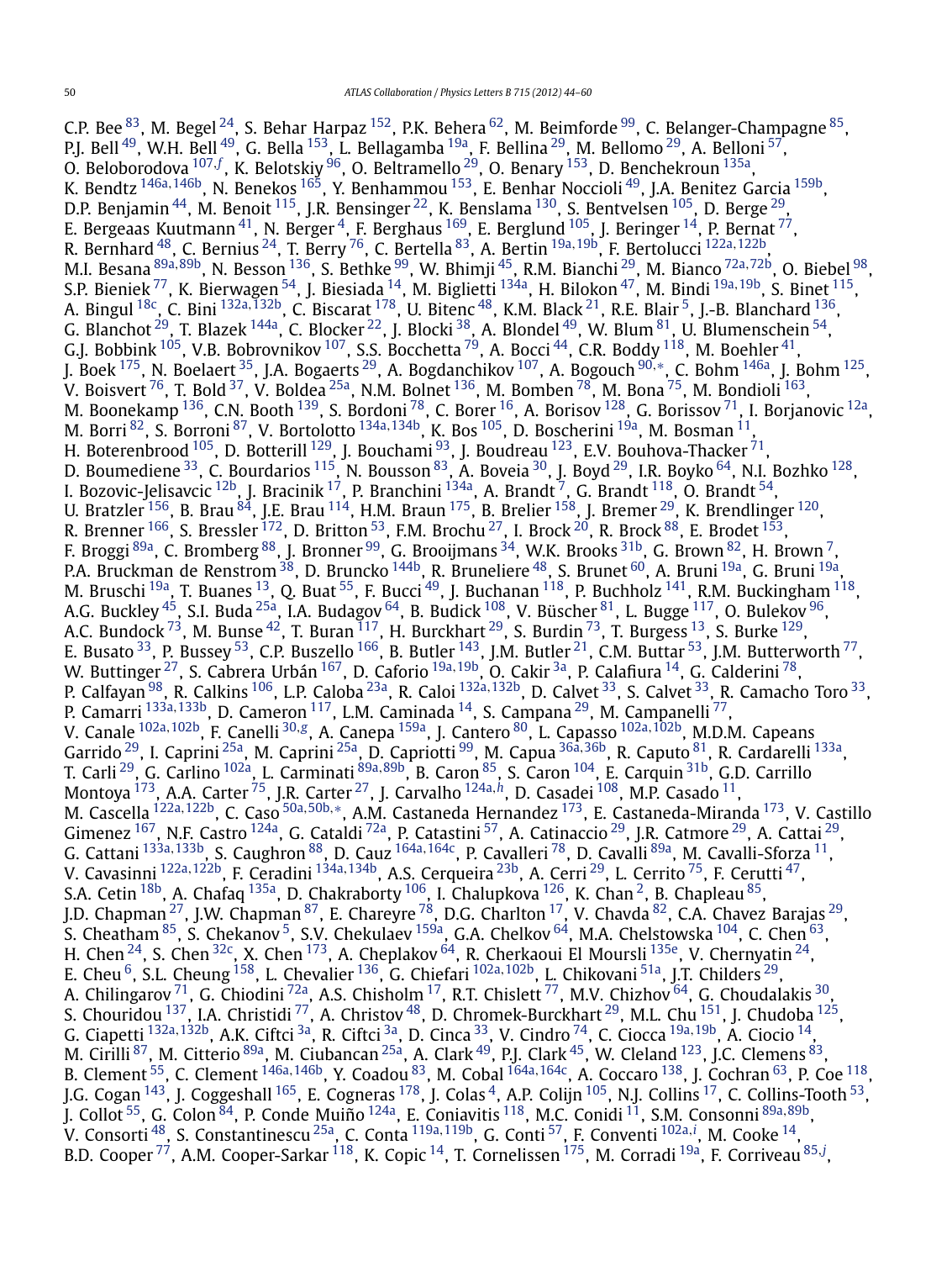C.P. Bee [83], M. Begel [24], S. Behar Harpaz [152], P.K. Behera [62], M. Beimforde [99], C. Belanger-Champagne [85], P.J. Bell [49], W.H. Bell [49], G. Bella [153], L. Bellagamba [19a], F. Bellina [29], M. Bellomo [29], A. Belloni [57], O. Beloborodova [107,f], K. Belotskiy [96], O. Beltramello [29], O. Benary [153], D. Benchekroun [135a], K. Bendtz [146a,146b], N. Benekos [165], Y. Benhammou [153], E. Benhar Noccioli [49], J.A. Benitez Garcia [159b], D.P. Benjamin [44], M. Benoit [115], J.R. Bensinger [22], K. Benslama [130], S. Bentvelsen [105], D. Berge [29], E. Bergeaas Kuutmann [41], N. Berger [4], F. Berghaus [169], E. Berglund [105], J. Beringer [14], P. Bernat [77], R. Bernhard [48], C. Bernius [24], T. Berry [76], C. Bertella [83], A. Bertin [19a,19b], F. Bertolucci [122a,122b], M.I. Besana [89a,89b], N. Besson [136], S. Bethke [99], W. Bhimji [45], R.M. Bianchi [29], M. Bianco [72a,72b], O. Biebel [98], S.P. Bieniek [77], K. Bierwagen [54], J. Biesiada [14], M. Biglietti [134a], H. Bilokon [47], M. Bindi [19a,19b], S. Binet [115], A. Bingul [18c], C. Bini [132a,132b], C. Biscarat [178], U. Bitenc [48], K.M. Black [21], R.E. Blair [5], J.-B. Blanchard [136], G. Blanchot [29], T. Blazek [144a], C. Blocker [22], J. Blocki [38], A. Blondel [49], W. Blum [81], U. Blumenschein [54], G.J. Bobbink [105], V.B. Bobrovnikov [107], S.S. Bocchetta [79], A. Bocci [44], C.R. Boddy [118], M. Boehler [41], J. Boek [175], N. Boelaert [35], J.A. Bogaerts [29], A. Bogdanchikov [107], A. Bogouch [90,*], C. Bohm [146a], J. Bohm [125], V. Boisvert [76], T. Bold [37], V. Boldea [25a], N.M. Bolnet [136], M. Bomben [78], M. Bona [75], M. Bondioli [163], M. Boonekamp [136], C.N. Booth [139], S. Bordoni [78], C. Borer [16], A. Borisov [128], G. Borissov [71], I. Borjanovic [12a], M. Borri [82], S. Borroni [87], V. Bortolotto [134a,134b], K. Bos [105], D. Boscherini [19a], M. Bosman [11], H. Boterenbrood [105], D. Botterill [129], J. Bouchami [93], J. Boudreau [123], E.V. Bouhova-Thacker [71], D. Boumediene [33], C. Bourdarios [115], N. Bousson [83], A. Boveia [30], J. Boyd [29], I.R. Boyko [64], N.I. Bozhko [128], I. Bozovic-Jelisavcic [12b], J. Bracinik [17], P. Branchini [134a], A. Brandt [7], G. Brandt [118], O. Brandt [54], U. Bratzler [156], B. Brau [84], J.E. Brau [114], H.M. Braun [175], B. Brelier [158], J. Bremer [29], K. Brendlinger [120], R. Brenner [166], S. Bressler [172], D. Britton [53], F.M. Brochu [27], I. Brock [20], R. Brock [88], E. Brodet [153], F. Broggi [89a], C. Bromberg [88], J. Bronner [99], G. Brooijmans [34], W.K. Brooks [31b], G. Brown [82], H. Brown [7], P.A. Bruckman de Renstrom [38], D. Bruncko [144b], R. Bruneliere [48], S. Brunet [60], A. Bruni [19a], G. Bruni [19a], M. Bruschi [19a], T. Buanes [13], Q. Buat [55], F. Bucci [49], J. Buchanan [118], P. Buchholz [141], R.M. Buckingham [118], A.G. Buckley [45], S.I. Buda [25a], I.A. Budagov [64], B. Budick [108], V. Büscher [81], L. Bugge [117], O. Bulekov [96], A.C. Bundock [73], M. Bunse [42], T. Buran [117], H. Burckhart [29], S. Burdin [73], T. Burgess [13], S. Burke [129], E. Busato [33], P. Bussey [53], C.P. Buszello [166], B. Butler [143], J.M. Butler [21], C.M. Buttar [53], J.M. Butterworth [77], W. Buttinger [27], S. Cabrera Urbán [167], D. Caforio [19a,19b], O. Cakir [3a], P. Calafiura [14], G. Calderini [78], P. Calfayan [98], R. Calkins [106], L.P. Caloba [23a], R. Caloi [132a,132b], D. Calvet [33], S. Calvet [33], R. Camacho Toro [33], P. Camarri [133a,133b], D. Cameron [117], L.M. Caminada [14], S. Campana [29], M. Campanelli [77], V. Canale [102a,102b], F. Canelli [30,g], A. Canepa [159a], J. Cantero [80], L. Capasso [102a,102b], M.D.M. Capeans Garrido [29], I. Caprini [25a], M. Caprini [25a], D. Capriotti [99], M. Capua [36a,36b], R. Caputo [81], R. Cardarelli [133a], T. Carli [29], G. Carlino [102a], L. Carminati [89a,89b], B. Caron [85], S. Caron [104], E. Carquin [31b], G.D. Carrillo Montoya [173], A.A. Carter [75], J.R. Carter [27], J. Carvalho [124a,h], D. Casadei [108], M.P. Casado [11], M. Cascella [122a,122b], C. Caso [50a,50b,*], A.M. Castaneda Hernandez [173], E. Castaneda-Miranda [173], V. Castillo Gimenez [167], N.F. Castro [124a], G. Cataldi [72a], P. Catastini [57], A. Catinaccio [29], J.R. Catmore [29], A. Cattai [29], G. Cattani [133a,133b], S. Caughron [88], D. Cauz [164a,164c], P. Cavalleri [78], D. Cavalli [89a], M. Cavalli-Sforza [11], V. Cavasinni [122a,122b], F. Ceradini [134a,134b], A.S. Cerqueira [23b], A. Cerri [29], L. Cerrito [75], F. Cerutti [47], S.A. Cetin [18b], A. Chafaq [135a], D. Chakraborty [106], I. Chalupkova [126], K. Chan [2], B. Chapleau [85], J.D. Chapman [27], J.W. Chapman [87], E. Chareyre [78], D.G. Charlton [17], V. Chavda [82], C.A. Chavez Barajas [29], S. Cheatham [85], S. Chekanov [5], S.V. Chekulaev [159a], G.A. Chelkov [64], M.A. Chelstowska [104], C. Chen [63], H. Chen [24], S. Chen [32c], X. Chen [173], A. Cheplakov [64], R. Cherkaoui El Moursli [135e], V. Chernyatin [24], E. Cheu [6], S.L. Cheung [158], L. Chevalier [136], G. Chiefari [102a,102b], L. Chikovani [51a], J.T. Childers [29], A. Chilingarov [71], G. Chiodini [72a], A.S. Chisholm [17], R.T. Chislett [77], M.V. Chizhov [64], G. Choudalakis [30], S. Chouridou [137], I.A. Christidi [77], A. Christov [48], D. Chromek-Burckhart [29], M.L. Chu [151], J. Chudoba [125], G. Ciapetti [132a,132b], A.K. Ciftci [3a], R. Ciftci [3a], D. Cinca [33], V. Cindro [74], C. Ciocca [19a,19b], A. Ciocio [14], M. Cirilli [87], M. Citterio [89a], M. Ciubancan [25a], A. Clark [49], P.J. Clark [45], W. Cleland [123], J.C. Clemens [83], B. Clement [55], C. Clement [146a,146b], Y. Coadou [83], M. Cobal [164a,164c], A. Coccaro [138], J. Cochran [63], P. Coe [118], J.G. Cogan [143], J. Coggeshall [165], E. Cogneras [178], J. Colas [4], A.P. Colijn [105], N.J. Collins [17], C. Collins-Tooth [53], J. Collot [55], G. Colon [84], P. Conde Muiño [124a], E. Coniavitis [118], M.C. Conidi [11], S.M. Consonni [89a,89b], V. Consorti [48], S. Constantinescu [25a], C. Conta [119a,119b], G. Conti [57], F. Conventi [102a,i], M. Cooke [14], B.D. Cooper [77], A.M. Cooper-Sarkar [118], K. Copic [14], T. Cornelissen [175], M. Corradi [19a], F. Corriveau [85,j],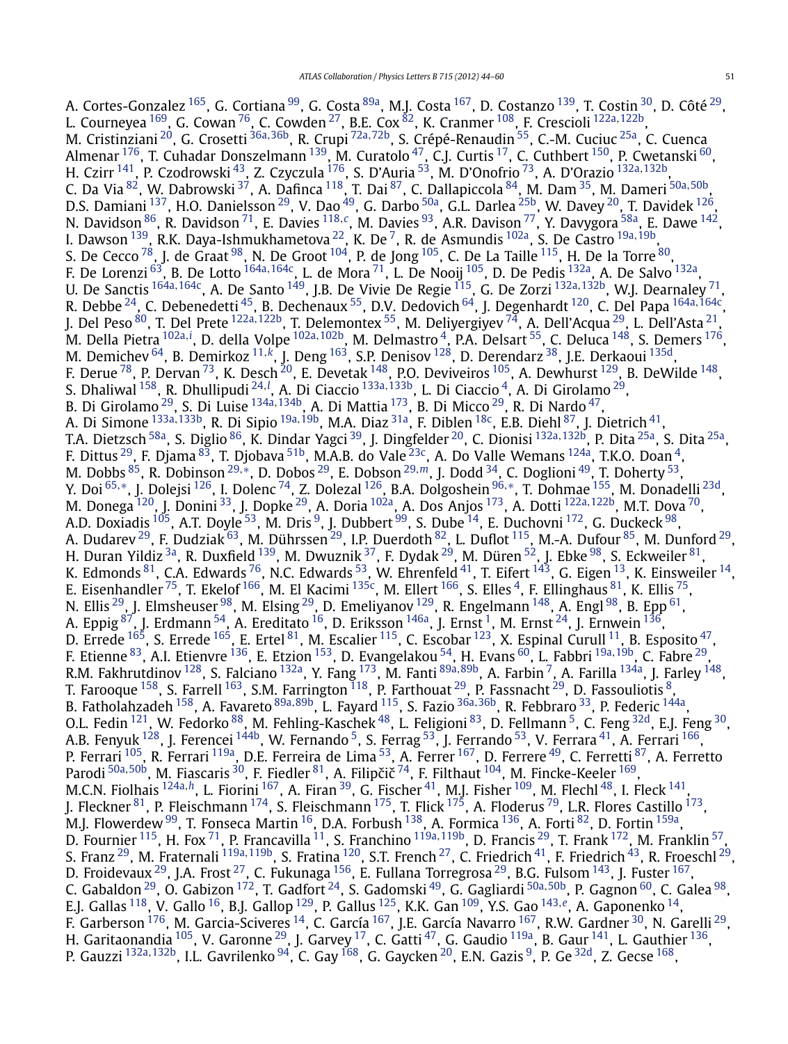A. Cortes-Gonzalez [165], G. Cortiana [99], G. Costa [89a], M.J. Costa [167], D. Costanzo [139], T. Costin [30], D. Côté [29], L. Courneyea [169], G. Cowan [76], C. Cowden [27], B.E. Cox [82], K. Cranmer [108], F. Crescioli [122a,122b], M. Cristinziani [20], G. Crosetti [36a,36b], R. Crupi [72a,72b], S. Crépé-Renaudin [55], C.-M. Cuciuc [25a], C. Cuenca Almenar [176], T. Cuhadar Donszelmann [139], M. Curatolo [47], C.J. Curtis [17], C. Cuthbert [150], P. Cwetanski [60], H. Czirr [141], P. Czodrowski [43], Z. Czyczula [176], S. D'Auria [53], M. D'Onofrio [73], A. D'Orazio [132a,132b], C. Da Via [82], W. Dabrowski [37], A. Dafinca [118], T. Dai [87], C. Dallapiccola [84], M. Dam [35], M. Dameri [50a,50b], D.S. Damiani [137], H.O. Danielsson [29], V. Dao [49], G. Darbo [50a], G.L. Darlea [25b], W. Davey [20], T. Davidek [126], N. Davidson [86], R. Davidson [71], E. Davies [118,c], M. Davies [93], A.R. Davison [77], Y. Davygora [58a], E. Dawe [142], I. Dawson [139], R.K. Daya-Ishmukhametova [22], K. De [7], R. de Asmundis [102a], S. De Castro [19a,19b], S. De Cecco [78], J. de Graat [98], N. De Groot [104], P. de Jong [105], C. De La Taille [115], H. De la Torre [80], F. De Lorenzi [63], B. De Lotto [164a,164c], L. de Mora [71], L. De Nooij [105], D. De Pedis [132a], A. De Salvo [132a], U. De Sanctis [164a,164c], A. De Santo [149], J.B. De Vivie De Regie [115], G. De Zorzi [132a,132b], W.J. Dearnaley [71], R. Debbe [24], C. Debenedetti [45], B. Dechenaux [55], D.V. Dedovich [64], J. Degenhardt [120], C. Del Papa [164a,164c], J. Del Peso [80], T. Del Prete [122a,122b], T. Delemontex [55], M. Deliyergiyev [74], A. Dell'Acqua [29], L. Dell'Asta [21], M. Della Pietra [102a,i], D. della Volpe [102a,102b], M. Delmastro [4], P.A. Delsart [55], C. Deluca [148], S. Demers [176], M. Demichev [64], B. Demirkoz [11,k], J. Deng [163], S.P. Denisov [128], D. Derendarz [38], J.E. Derkaoui [135d], F. Derue [78], P. Dervan [73], K. Desch [20], E. Devetak [148], P.O. Deviveiros [105], A. Dewhurst [129], B. DeWilde [148], S. Dhaliwal [158], R. Dhullipudi [24,l], A. Di Ciaccio [133a,133b], L. Di Ciaccio [4], A. Di Girolamo [29], B. Di Girolamo [29], S. Di Luise [134a,134b], A. Di Mattia [173], B. Di Micco [29], R. Di Nardo [47], A. Di Simone [133a,133b], R. Di Sipio [19a,19b], M.A. Diaz [31a], F. Diblen [18c], E.B. Diehl [87], J. Dietrich [41], T.A. Dietzsch [58a], S. Diglio [86], K. Dindar Yagci [39], J. Dingfelder [20], C. Dionisi [132a,132b], P. Dita [25a], S. Dita [25a], F. Dittus [29], F. Djama [83], T. Djobava [51b], M.A.B. do Vale [23c], A. Do Valle Wemans [124a], T.K.O. Doan [4], M. Dobbs [85], R. Dobinson [29,*], D. Dobos [29], E. Dobson [29,m], J. Dodd [34], C. Doglioni [49], T. Doherty [53], Y. Doi [65,*], J. Dolejsi [126], I. Dolenc [74], Z. Dolezal [126], B.A. Dolgoshein [96,*], T. Dohmae [155], M. Donadelli [23d], M. Donega [120], J. Donini [33], J. Dopke [29], A. Doria [102a], A. Dos Anjos [173], A. Dotti [122a,122b], M.T. Dova [70], A.D. Doxiadis [105], A.T. Doyle [53], M. Dris [9], J. Dubbert [99], S. Dube [14], E. Duchovni [172], G. Duckeck [98], A. Dudarev [29], F. Dudziak [63], M. Dührssen [29], I.P. Duerdoth [82], L. Duflot [115], M.-A. Dufour [85], M. Dunford [29], H. Duran Yildiz [3a], R. Duxfield [139], M. Dwuznik [37], F. Dydak [29], M. Düren [52], J. Ebke [98], S. Eckweiler [81], K. Edmonds [81], C.A. Edwards [76], N.C. Edwards [53], W. Ehrenfeld [41], T. Eifert [143], G. Eigen [13], K. Einsweiler [14], E. Eisenhandler [75], T. Ekelof [166], M. El Kacimi [135c], M. Ellert [166], S. Elles [4], F. Ellinghaus [81], K. Ellis [75], N. Ellis [29], J. Elmsheuser [98], M. Elsing [29], D. Emeliyanov [129], R. Engelmann [148], A. Engl [98], B. Epp [61], A. Eppig [87], J. Erdmann [54], A. Ereditato [16], D. Eriksson [146a], J. Ernst [1], M. Ernst [24], J. Ernwein [136], D. Errede [165], S. Errede [165], E. Ertel [81], M. Escalier [115], C. Escobar [123], X. Espinal Curull [11], B. Esposito [47], F. Etienne [83], A.I. Etienvre [136], E. Etzion [153], D. Evangelakou [54], H. Evans [60], L. Fabbri [19a,19b], C. Fabre [29], R.M. Fakhrutdinov [128], S. Falciano [132a], Y. Fang [173], M. Fanti [89a,89b], A. Farbin [7], A. Farilla [134a], J. Farley [148], T. Farooque [158], S. Farrell [163], S.M. Farrington [118], P. Farthouat [29], P. Fassnacht [29], D. Fassouliotis [8], B. Fatholahzadeh [158], A. Favareto [89a,89b], L. Fayard [115], S. Fazio [36a,36b], R. Febbraro [33], P. Federic [144a], O.L. Fedin [121], W. Fedorko [88], M. Fehling-Kaschek [48], L. Feligioni [83], D. Fellmann [5], C. Feng [32d], E.J. Feng [30], A.B. Fenyuk [128], J. Ferencei [144b], W. Fernando [5], S. Ferrag [53], J. Ferrando [53], V. Ferrara [41], A. Ferrari [166], P. Ferrari [105], R. Ferrari [119a], D.E. Ferreira de Lima [53], A. Ferrer [167], D. Ferrere [49], C. Ferretti [87], A. Ferretto Parodi [50a,50b], M. Fiascaris [30], F. Fiedler [81], A. Filipčič [74], F. Filthaut [104], M. Fincke-Keeler [169], M.C.N. Fiolhais [124a,h], L. Fiorini [167], A. Firan [39], G. Fischer [41], M.J. Fisher [109], M. Flechl [48], I. Fleck [141], J. Fleckner [81], P. Fleischmann [174], S. Fleischmann [175], T. Flick [175], A. Floderus [79], L.R. Flores Castillo [173], M.J. Flowerdew [99], T. Fonseca Martin [16], D.A. Forbush [138], A. Formica [136], A. Forti [82], D. Fortin [159a], D. Fournier [115], H. Fox [71], P. Francavilla [11], S. Franchino [119a,119b], D. Francis [29], T. Frank [172], M. Franklin [57], S. Franz [29], M. Fraternali [119a,119b], S. Fratina [120], S.T. French [27], C. Friedrich [41], F. Friedrich [43], R. Froeschl [29], D. Froidevaux [29], J.A. Frost [27], C. Fukunaga [156], E. Fullana Torregrosa [29], B.G. Fulsom [143], J. Fuster [167], C. Gabaldon [29], O. Gabizon [172], T. Gadfort [24], S. Gadomski [49], G. Gagliardi [50a,50b], P. Gagnon [60], C. Galea [98], E.J. Gallas [118], V. Gallo [16], B.J. Gallop [129], P. Gallus [125], K.K. Gan [109], Y.S. Gao [143,e], A. Gaponenko [14], F. Garberson [176], M. Garcia-Sciveres [14], C. García [167], J.E. García Navarro [167], R.W. Gardner [30], N. Garelli [29], H. Garitaonandia [105], V. Garonne [29], J. Garvey [17], C. Gatti [47], G. Gaudio [119a], B. Gaur [141], L. Gauthier [136], P. Gauzzi [132a,132b], I.L. Gavrilenko [94], C. Gay [168], G. Gaycken [20], E.N. Gazis [9], P. Ge [32d], Z. Gecse [168],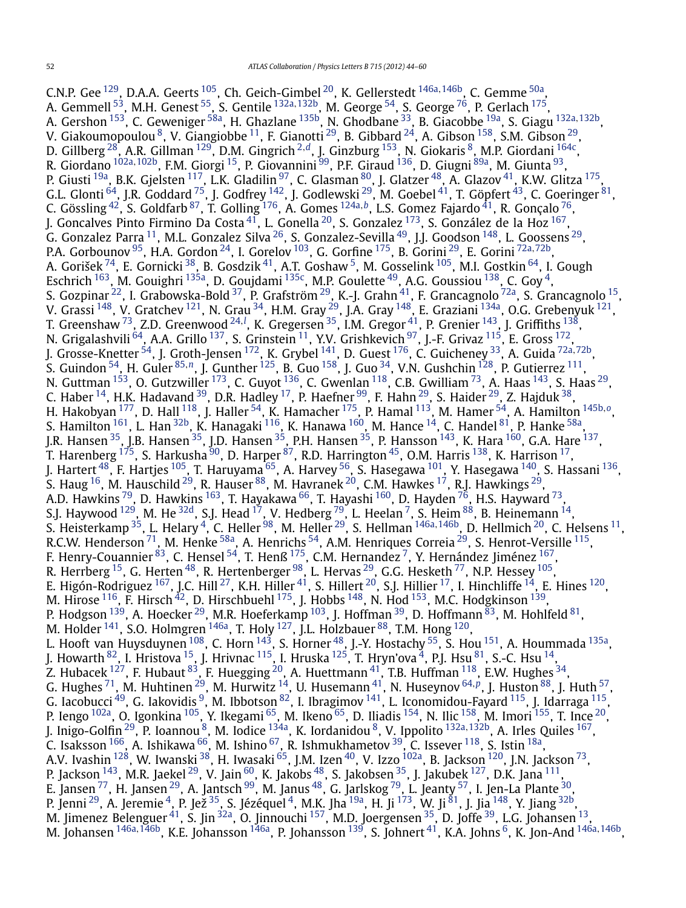C.N.P. Gee [129], D.A.A. Geerts [105], Ch. Geich-Gimbel [20], K. Gellerstedt [146a,146b], C. Gemme [50a], A. Gemmell [53], M.H. Genest [55], S. Gentile [132a,132b], M. George [54], S. George [76], P. Gerlach [175], A. Gershon [153], C. Geweniger [58a], H. Ghazlane [135b], N. Ghodbane [33], B. Giacobbe [19a], S. Giagu [132a,132b], V. Giakoumopoulou [8], V. Giangiobbe [11], F. Gianotti [29], B. Gibbard [24], A. Gibson [158], S.M. Gibson [29], D. Gillberg [28], A.R. Gillman [129], D.M. Gingrich [2,d], J. Ginzburg [153], N. Giokaris [8], M.P. Giordani [164c], R. Giordano [102a,102b], F.M. Giorgi [15], P. Giovannini [99], P.F. Giraud [136], D. Giugni [89a], M. Giunta [93], P. Giusti [19a], B.K. Gjelsten [117], L.K. Gladilin [97], C. Glasman [80], J. Glatzer [48], A. Glazov [41], K.W. Glitza [175], G.L. Glonti [64], J.R. Goddard [75], J. Godfrey [142], J. Godlewski [29], M. Goebel [41], T. Göpfert [43], C. Goeringer [81], C. Gössling [42], S. Goldfarb [87], T. Golling [176], A. Gomes [124a,b], L.S. Gomez Fajardo [41], R. Gonçalo [76], J. Goncalves Pinto Firmino Da Costa [41], L. Gonella [20], S. Gonzalez [173], S. González de la Hoz [167], G. Gonzalez Parra [11], M.L. Gonzalez Silva [26], S. Gonzalez-Sevilla [49], J.J. Goodson [148], L. Goossens [29], P.A. Gorbounov [95], H.A. Gordon [24], I. Gorelov [103], G. Gorfine [175], B. Gorini [29], E. Gorini [72a,72b], A. Gorišek [74], E. Gornicki [38], B. Gosdzik [41], A.T. Goshaw [5], M. Gosselink [105], M.I. Gostkin [64], I. Gough Eschrich [163], M. Gouighri [135a], D. Goujdami [135c], M.P. Goulette [49], A.G. Goussiou [138], C. Goy [4], S. Gozpinar [22], I. Grabowska-Bold [37], P. Grafström [29], K.-J. Grahn [41], F. Grancagnolo [72a], S. Grancagnolo [15], V. Grassi [148], V. Gratchev [121], N. Grau [34], H.M. Gray [29], J.A. Gray [148], E. Graziani [134a], O.G. Grebenyuk [121], T. Greenshaw [73], Z.D. Greenwood [24,l], K. Gregersen [35], I.M. Gregor [41], P. Grenier [143], J. Griffiths [138], N. Grigalashvili [64], A.A. Grillo [137], S. Grinstein [11], Y.V. Grishkevich [97], J.-F. Grivaz [115], E. Gross [172], J. Grosse-Knetter [54], J. Groth-Jensen [172], K. Grybel [141], D. Guest [176], C. Guicheney [33], A. Guida [72a,72b], S. Guindon [54], H. Guler [85,n], J. Gunther [125], B. Guo [158], J. Guo [34], V.N. Gushchin [128], P. Gutierrez [111], N. Guttman [153], O. Gutzwiller [173], C. Guyot [136], C. Gwenlan [118], C.B. Gwilliam [73], A. Haas [143], S. Haas [29], C. Haber [14], H.K. Hadavand [39], D.R. Hadley [17], P. Haefner [99], F. Hahn [29], S. Haider [29], Z. Hajduk [38], H. Hakobyan [177], D. Hall [118], J. Haller [54], K. Hamacher [175], P. Hamal [113], M. Hamer [54], A. Hamilton [145b,o], S. Hamilton [161], L. Han [32b], K. Hanagaki [116], K. Hanawa [160], M. Hance [14], C. Handel [81], P. Hanke [58a], J.R. Hansen [35], J.B. Hansen [35], J.D. Hansen [35], P.H. Hansen [35], P. Hansson [143], K. Hara [160], G.A. Hare [137], T. Harenberg [175], S. Harkusha [90], D. Harper [87], R.D. Harrington [45], O.M. Harris [138], K. Harrison [17], J. Hartert [48], F. Hartjes [105], T. Haruyama [65], A. Harvey [56], S. Hasegawa [101], Y. Hasegawa [140], S. Hassani [136], S. Haug [16], M. Hauschild [29], R. Hauser [88], M. Havranek [20], C.M. Hawkes [17], R.J. Hawkings [29], A.D. Hawkins [79], D. Hawkins [163], T. Hayakawa [66], T. Hayashi [160], D. Hayden [76], H.S. Hayward [73], S.J. Haywood [129], M. He [32d], S.J. Head [17], V. Hedberg [79], L. Heelan [7], S. Heim [88], B. Heinemann [14], S. Heisterkamp [35], L. Helary [4], C. Heller [98], M. Heller [29], S. Hellman [146a,146b], D. Hellmich [20], C. Helsens [11], R.C.W. Henderson [71], M. Henke [58a], A. Henrichs [54], A.M. Henriques Correia [29], S. Henrot-Versille [115], F. Henry-Couannier [83], C. Hensel [54], T. Henß [175], C.M. Hernandez [7], Y. Hernández Jiménez [167], R. Herrberg [15], G. Herten [48], R. Hertenberger [98], L. Hervas [29], G.G. Hesketh [77], N.P. Hessey [105], E. Higón-Rodriguez [167], J.C. Hill [27], K.H. Hiller [41], S. Hillert [20], S.J. Hillier [17], I. Hinchliffe [14], E. Hines [120], M. Hirose [116], F. Hirsch [42], D. Hirschbuehl [175], J. Hobbs [148], N. Hod [153], M.C. Hodgkinson [139], P. Hodgson [139], A. Hoecker [29], M.R. Hoeferkamp [103], J. Hoffman [39], D. Hoffmann [83], M. Hohlfeld [81], M. Holder [141], S.O. Holmgren [146a], T. Holy [127], J.L. Holzbauer [88], T.M. Hong [120], L. Hooft van Huysduynen [108], C. Horn [143], S. Horner [48], J.-Y. Hostachy [55], S. Hou [151], A. Hoummada [135a], J. Howarth [82], I. Hristova [15], J. Hrivnac [115], I. Hruska [125], T. Hryn'ova [4], P.J. Hsu [81], S.-C. Hsu [14], Z. Hubacek [127], F. Hubaut [83], F. Huegging [20], A. Huettmann [41], T.B. Huffman [118], E.W. Hughes [34], G. Hughes [71], M. Huhtinen [29], M. Hurwitz [14], U. Husemann [41], N. Huseynov [64,p], J. Huston [88], J. Huth [57], G. Iacobucci [49], G. Iakovidis [9], M. Ibbotson [82], I. Ibragimov [141], L. Iconomidou-Fayard [115], J. Idarraga [115], P. Iengo [102a], O. Igonkina [105], Y. Ikegami [65], M. Ikeno [65], D. Iliadis [154], N. Ilic [158], M. Imori [155], T. Ince [20], J. Inigo-Golfin [29], P. Ioannou [8], M. Iodice [134a], K. Iordanidou [8], V. Ippolito [132a,132b], A. Irles Quiles [167], C. Isaksson [166], A. Ishikawa [66], M. Ishino [67], R. Ishmukhametov [39], C. Issever [118], S. Istin [18a], A.V. Ivashin [128], W. Iwanski [38], H. Iwasaki [65], J.M. Izen [40], V. Izzo [102a], B. Jackson [120], J.N. Jackson [73], P. Jackson [143], M.R. Jaekel [29], V. Jain [60], K. Jakobs [48], S. Jakobsen [35], J. Jakubek [127], D.K. Jana [111], E. Jansen [77], H. Jansen [29], A. Jantsch [99], M. Janus [48], G. Jarlskog [79], L. Jeanty [57], I. Jen-La Plante [30], P. Jenni [29], A. Jeremie [4], P. Jež [35], S. Jézéquel [4], M.K. Jha [19a], H. Ji [173], W. Ji [81], J. Jia [148], Y. Jiang [32b], M. Jimenez Belenguer [41], S. Jin [32a], O. Jinnouchi [157], M.D. Joergensen [35], D. Joffe [39], L.G. Johansen [13], M. Johansen [146a,146b], K.E. Johansson [146a], P. Johansson [139], S. Johnert [41], K.A. Johns [6], K. Jon-And [146a,146b],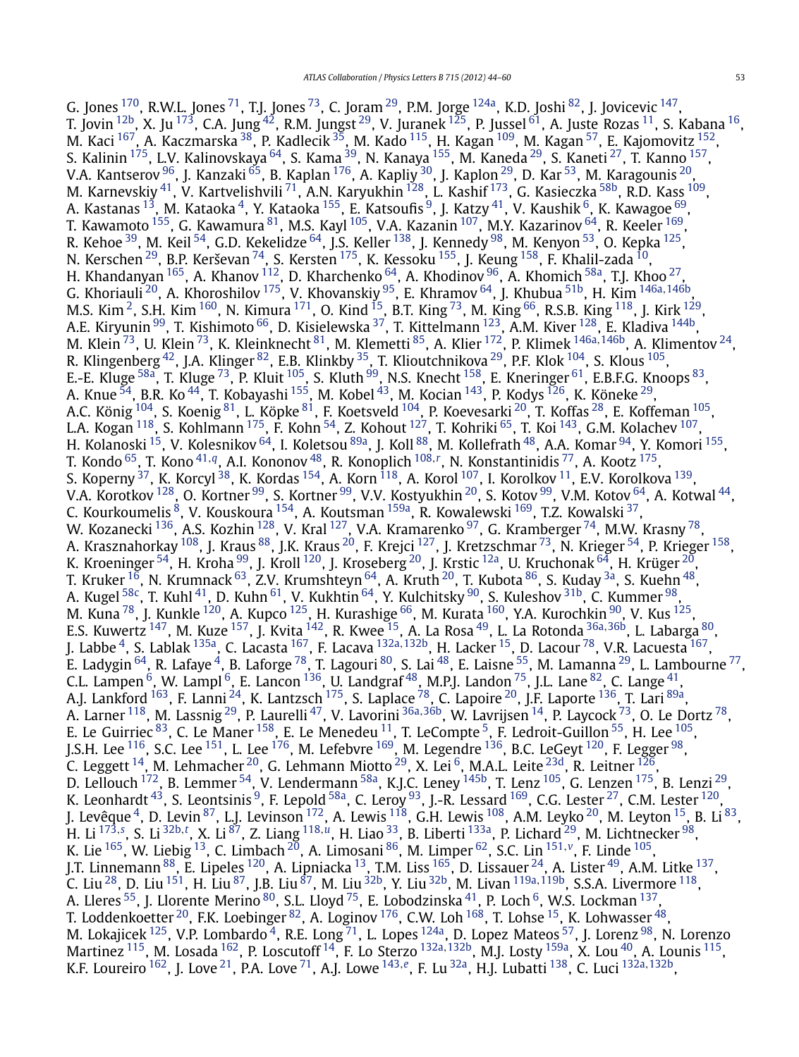G. Jones [170], R.W.L. Jones [71], T.J. Jones [73], C. Joram [29], P.M. Jorge [124a], K.D. Joshi [82], J. Jovicevic [147], T. Jovin [12b], X. Ju [173], C.A. Jung [42], R.M. Jungst [29], V. Juranek [125], P. Jussel [61], A. Juste Rozas [11], S. Kabana [16], M. Kaci [167], A. Kaczmarska [38], P. Kadlecik [35], M. Kado [115], H. Kagan [109], M. Kagan [57], E. Kajomovitz [152], S. Kalinin [175], L.V. Kalinovskaya [64], S. Kama [39], N. Kanaya [155], M. Kaneda [29], S. Kaneti [27], T. Kanno [157], V.A. Kantserov [96], J. Kanzaki [65], B. Kaplan [176], A. Kapliy [30], J. Kaplon [29], D. Kar [53], M. Karagounis [20], M. Karnevskiy [41], V. Kartvelishvili [71], A.N. Karyukhin [128], L. Kashif [173], G. Kasieczka [58b], R.D. Kass [109], A. Kastanas [13], M. Kataoka [4], Y. Kataoka [155], E. Katsoufis [9], J. Katzy [41], V. Kaushik [6], K. Kawagoe [69], T. Kawamoto [155], G. Kawamura [81], M.S. Kayl [105], V.A. Kazanin [107], M.Y. Kazarinov [64], R. Keeler [169], R. Kehoe [39], M. Keil [54], G.D. Kekelidze [64], J.S. Keller [138], J. Kennedy [98], M. Kenyon [53], O. Kepka [125], N. Kerschen [29], B.P. Kerševan [74], S. Kersten [175], K. Kessoku [155], J. Keung [158], F. Khalil-zada [10], H. Khandanyan [165], A. Khanov [112], D. Kharchenko [64], A. Khodinov [96], A. Khomich [58a], T.J. Khoo [27], G. Khoriauli [20], A. Khoroshilov [175], V. Khovanskiy [95], E. Khramov [64], J. Khubua [51b], H. Kim [146a,146b], M.S. Kim [2], S.H. Kim [160], N. Kimura [171], O. Kind [15], B.T. King [73], M. King [66], R.S.B. King [118], J. Kirk [129], A.E. Kiryunin [99], T. Kishimoto [66], D. Kisielewska [37], T. Kittelmann [123], A.M. Kiver [128], E. Kladiva [144b], M. Klein [73], U. Klein [73], K. Kleinknecht [81], M. Klemetti [85], A. Klier [172], P. Klimek [146a,146b], A. Klimentov [24], R. Klingenberg [42], J.A. Klinger [82], E.B. Klinkby [35], T. Klioutchnikova [29], P.F. Klok [104], S. Klous [105], E.-E. Kluge [58a], T. Kluge [73], P. Kluit [105], S. Kluth [99], N.S. Knecht [158], E. Kneringer [61], E.B.F.G. Knoops [83], A. Knue [54], B.R. Ko [44], T. Kobayashi [155], M. Kobel [43], M. Kocian [143], P. Kodys [126], K. Köneke [29], A.C. König [104], S. Koenig [81], L. Köpke [81], F. Koetsveld [104], P. Koevesarki [20], T. Koffas [28], E. Koffeman [105], L.A. Kogan [118], S. Kohlmann [175], F. Kohn [54], Z. Kohout [127], T. Kohriki [65], T. Koi [143], G.M. Kolachev [107], H. Kolanoski [15], V. Kolesnikov [64], I. Koletsou [89a], J. Koll [88], M. Kollefrath [48], A.A. Komar [94], Y. Komori [155], T. Kondo [65], T. Kono [41,q], A.I. Kononov [48], R. Konoplich [108,r], N. Konstantinidis [77], A. Kootz [175], S. Koperny [37], K. Korcyl [38], K. Kordas [154], A. Korn [118], A. Korol [107], I. Korolkov [11], E.V. Korolkova [139], V.A. Korotkov [128], O. Kortner [99], S. Kortner [99], V.V. Kostyukhin [20], S. Kotov [99], V.M. Kotov [64], A. Kotwal [44], C. Kourkoumelis [8], V. Kouskoura [154], A. Koutsman [159a], R. Kowalewski [169], T.Z. Kowalski [37], W. Kozanecki [136], A.S. Kozhin [128], V. Kral [127], V.A. Kramarenko [97], G. Kramberger [74], M.W. Krasny [78], A. Krasznahorkay [108], J. Kraus [88], J.K. Kraus [20], F. Krejci [127], J. Kretzschmar [73], N. Krieger [54], P. Krieger [158], K. Kroeninger [54], H. Kroha [99], J. Kroll [120], J. Kroseberg [20], J. Krstic [12a], U. Kruchonak [64], H. Krüger [20], T. Kruker [16], N. Krumnack [63], Z.V. Krumshteyn [64], A. Kruth [20], T. Kubota [86], S. Kuday [3a], S. Kuehn [48], A. Kugel [58c], T. Kuhl [41], D. Kuhn [61], V. Kukhtin [64], Y. Kulchitsky [90], S. Kuleshov [31b], C. Kummer [98], M. Kuna [78], J. Kunkle [120], A. Kupco [125], H. Kurashige [66], M. Kurata [160], Y.A. Kurochkin [90], V. Kus [125], E.S. Kuwertz [147], M. Kuze [157], J. Kvita [142], R. Kwee [15], A. La Rosa [49], L. La Rotonda [36a,36b], L. Labarga [80], J. Labbe [4], S. Lablak [135a], C. Lacasta [167], F. Lacava [132a,132b], H. Lacker [15], D. Lacour [78], V.R. Lacuesta [167], E. Ladygin [64], R. Lafaye [4], B. Laforge [78], T. Lagouri [80], S. Lai [48], E. Laisne [55], M. Lamanna [29], L. Lambourne [77], C.L. Lampen [6], W. Lampl [6], E. Lancon [136], U. Landgraf [48], M.P.J. Landon [75], J.L. Lane [82], C. Lange [41], A.J. Lankford [163], F. Lanni [24], K. Lantzsch [175], S. Laplace [78], C. Lapoire [20], J.F. Laporte [136], T. Lari [89a], A. Larner [118], M. Lassnig [29], P. Laurelli [47], V. Lavorini [36a,36b], W. Lavrijsen [14], P. Laycock [73], O. Le Dortz [78], E. Le Guirriec [83], C. Le Maner [158], E. Le Menedeu [11], T. LeCompte [5], F. Ledroit-Guillon [55], H. Lee [105], J.S.H. Lee [116], S.C. Lee [151], L. Lee [176], M. Lefebvre [169], M. Legendre [136], B.C. LeGeyt [120], F. Legger [98], C. Leggett [14], M. Lehmacher [20], G. Lehmann Miotto [29], X. Lei [6], M.A.L. Leite [23d], R. Leitner [126], D. Lellouch [172], B. Lemmer [54], V. Lendermann [58a], K.J.C. Leney [145b], T. Lenz [105], G. Lenzen [175], B. Lenzi [29], K. Leonhardt [43], S. Leontsinis [9], F. Lepold [58a], C. Leroy [93], J.-R. Lessard [169], C.G. Lester [27], C.M. Lester [120], J. Levêque [4], D. Levin [87], L.J. Levinson [172], A. Lewis [118], G.H. Lewis [108], A.M. Leyko [20], M. Leyton [15], B. Li [83], H. Li [173,s], S. Li [32b,t], X. Li [87], Z. Liang [118,u], H. Liao [33], B. Liberti [133a], P. Lichard [29], M. Lichtnecker [98], K. Lie [165], W. Liebig [13], C. Limbach [20], A. Limosani [86], M. Limper [62], S.C. Lin [151,v], F. Linde [105], J.T. Linnemann [88], E. Lipeles [120], A. Lipniacka [13], T.M. Liss [165], D. Lissauer [24], A. Lister [49], A.M. Litke [137], C. Liu [28], D. Liu [151], H. Liu [87], J.B. Liu [87], M. Liu [32b], Y. Liu [32b], M. Livan [119a,119b], S.S.A. Livermore [118], A. Lleres [55], J. Llorente Merino [80], S.L. Lloyd [75], E. Lobodzinska [41], P. Loch [6], W.S. Lockman [137], T. Loddenkoetter [20], F.K. Loebinger [82], A. Loginov [176], C.W. Loh [168], T. Lohse [15], K. Lohwasser [48], M. Lokajicek [125], V.P. Lombardo [4], R.E. Long [71], L. Lopes [124a], D. Lopez Mateos [57], J. Lorenz [98], N. Lorenzo Martinez [115], M. Losada [162], P. Loscutoff [14], F. Lo Sterzo [132a,132b], M.J. Losty [159a], X. Lou [40], A. Lounis [115], K.F. Loureiro [162], J. Love [21], P.A. Love [71], A.J. Lowe [143,e], F. Lu [32a], H.J. Lubatti [138], C. Luci [132a,132b],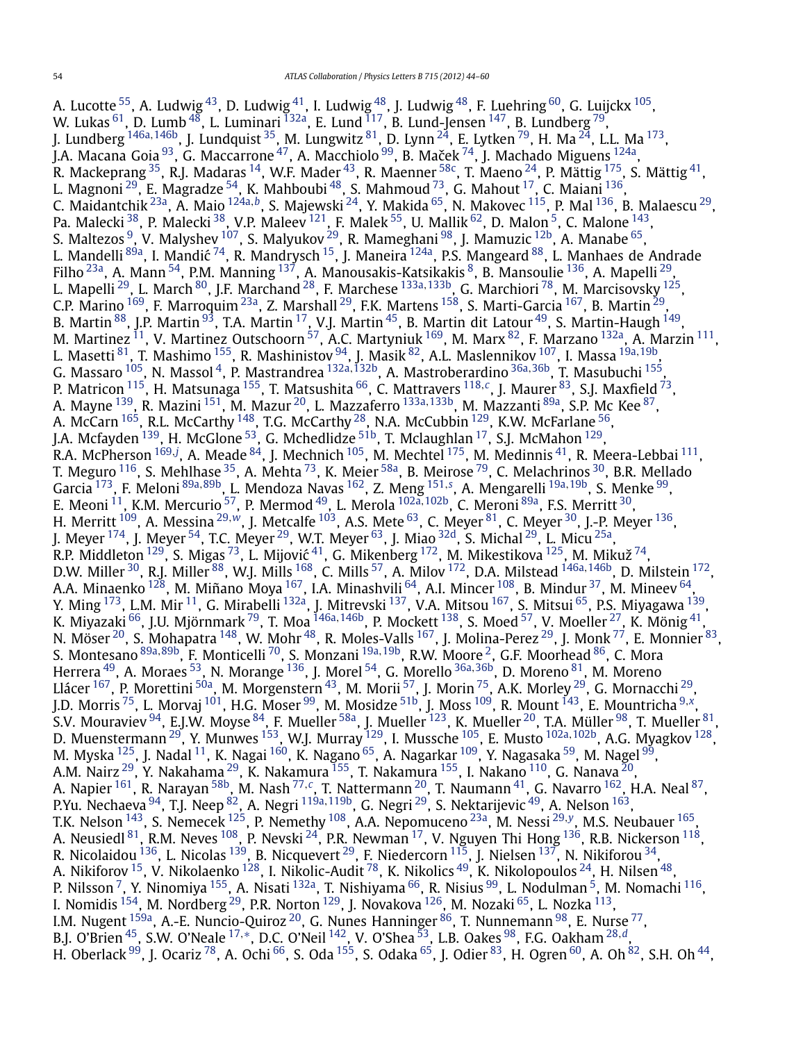A. Lucotte [55], A. Ludwig [43], D. Ludwig [41], I. Ludwig [48], J. Ludwig [48], F. Luehring [60], G. Luijckx [105], W. Lukas [61], D. Lumb [48], L. Luminari [132a], E. Lund [117], B. Lund-Jensen [147], B. Lundberg [79], J. Lundberg [146a,146b], J. Lundquist [35], M. Lungwitz [81], D. Lynn [24], E. Lytken [79], H. Ma [24], L.L. Ma [173], J.A. Macana Goia [93], G. Maccarrone [47], A. Macchiolo [99], B. Maček [74], J. Machado Miguens [124a], R. Mackeprang [35], R.J. Madaras [14], W.F. Mader [43], R. Maenner [58c], T. Maeno [24], P. Mättig [175], S. Mättig [41], L. Magnoni [29], E. Magradze [54], K. Mahboubi [48], S. Mahmoud [73], G. Mahout [17], C. Maiani [136], C. Maidantchik [23a], A. Maio [124a,b], S. Majewski [24], Y. Makida [65], N. Makovec [115], P. Mal [136], B. Malaescu [29], Pa. Malecki [38], P. Malecki [38], V.P. Maleev [121], F. Malek [55], U. Mallik [62], D. Malon [5], C. Malone [143], S. Maltezos [9], V. Malyshev [107], S. Malyukov [29], R. Mameghani [98], J. Mamuzic [12b], A. Manabe [65], L. Mandelli [89a], I. Mandić [74], R. Mandrysch [15], J. Maneira [124a], P.S. Mangeard [88], L. Manhaes de Andrade Filho [23a], A. Mann [54], P.M. Manning [137], A. Manousakis-Katsikakis [8], B. Mansoulie [136], A. Mapelli [29], L. Mapelli [29], L. March [80], J.F. Marchand [28], F. Marchese [133a,133b], G. Marchiori [78], M. Marcisovsky [125], C.P. Marino [169], F. Marroquim [23a], Z. Marshall [29], F.K. Martens [158], S. Marti-Garcia [167], B. Martin [29], B. Martin [88], J.P. Martin [93], T.A. Martin [17], V.J. Martin [45], B. Martin dit Latour [49], S. Martin-Haugh [149], M. Martinez [11], V. Martinez Outschoorn [57], A.C. Martyniuk [169], M. Marx [82], F. Marzano [132a], A. Marzin [111], L. Masetti [81], T. Mashimo [155], R. Mashinistov [94], J. Masik [82], A.L. Maslennikov [107], I. Massa [19a,19b], G. Massaro [105], N. Massol [4], P. Mastrandrea [132a,132b], A. Mastroberardino [36a,36b], T. Masubuchi [155], P. Matricon [115], H. Matsunaga [155], T. Matsushita [66], C. Mattravers [118,c], J. Maurer [83], S.J. Maxfield [73], A. Mayne [139], R. Mazini [151], M. Mazur [20], L. Mazzaferro [133a,133b], M. Mazzanti [89a], S.P. Mc Kee [87], A. McCarn [165], R.L. McCarthy [148], T.G. McCarthy [28], N.A. McCubbin [129], K.W. McFarlane [56], J.A. Mcfayden [139], H. McGlone [53], G. Mchedlidze [51b], T. Mclaughlan [17], S.J. McMahon [129], R.A. McPherson [169,j], A. Meade [84], J. Mechnich [105], M. Mechtel [175], M. Medinnis [41], R. Meera-Lebbai [111], T. Meguro [116], S. Mehlhase [35], A. Mehta [73], K. Meier [58a], B. Meirose [79], C. Melachrinos [30], B.R. Mellado Garcia [173], F. Meloni [89a,89b], L. Mendoza Navas [162], Z. Meng [151,s], A. Mengarelli [19a,19b], S. Menke [99], E. Meoni [11], K.M. Mercurio [57], P. Mermod [49], L. Merola [102a,102b], C. Meroni [89a], F.S. Merritt [30], H. Merritt [109], A. Messina [29,w], J. Metcalfe [103], A.S. Mete [63], C. Meyer [81], C. Meyer [30], J.-P. Meyer [136], J. Meyer [174], J. Meyer [54], T.C. Meyer [29], W.T. Meyer [63], J. Miao [32d], S. Michal [29], L. Micu [25a], R.P. Middleton [129], S. Migas [73], L. Mijović [41], G. Mikenberg [172], M. Mikestikova [125], M. Mikuž [74], D.W. Miller [30], R.J. Miller [88], W.J. Mills [168], C. Mills [57], A. Milov [172], D.A. Milstead [146a,146b], D. Milstein [172], A.A. Minaenko [128], M. Miñano Moya [167], I.A. Minashvili [64], A.I. Mincer [108], B. Mindur [37], M. Mineev [64], Y. Ming [173], L.M. Mir [11], G. Mirabelli [132a], J. Mitrevski [137], V.A. Mitsou [167], S. Mitsui [65], P.S. Miyagawa [139], K. Miyazaki [66], J.U. Mjörnmark [79], T. Moa [146a,146b], P. Mockett [138], S. Moed [57], V. Moeller [27], K. Mönig [41], N. Möser [20], S. Mohapatra [148], W. Mohr [48], R. Moles-Valls [167], J. Molina-Perez [29], J. Monk [77], E. Monnier [83], S. Montesano [89a,89b], F. Monticelli [70], S. Monzani [19a,19b], R.W. Moore [2], G.F. Moorhead [86], C. Mora Herrera [49], A. Moraes [53], N. Morange [136], J. Morel [54], G. Morello [36a,36b], D. Moreno [81], M. Moreno Llácer [167], P. Morettini [50a], M. Morgenstern [43], M. Morii [57], J. Morin [75], A.K. Morley [29], G. Mornacchi [29], J.D. Morris [75], L. Morvaj [101], H.G. Moser [99], M. Mosidze [51b], J. Moss [109], R. Mount [143], E. Mountricha [9,x], S.V. Mouraviev [94], E.J.W. Moyse [84], F. Mueller [58a], J. Mueller [123], K. Mueller [20], T.A. Müller [98], T. Mueller [81], D. Muenstermann [29], Y. Munwes [153], W.J. Murray [129], I. Mussche [105], E. Musto [102a,102b], A.G. Myagkov [128], M. Myska [125], J. Nadal [11], K. Nagai [160], K. Nagano [65], A. Nagarkar [109], Y. Nagasaka [59], M. Nagel [99], A.M. Nairz [29], Y. Nakahama [29], K. Nakamura [155], T. Nakamura [155], I. Nakano [110], G. Nanava [20], A. Napier [161], R. Narayan [58b], M. Nash [77,c], T. Nattermann [20], T. Naumann [41], G. Navarro [162], H.A. Neal [87], P.Yu. Nechaeva [94], T.J. Neep [82], A. Negri [119a,119b], G. Negri [29], S. Nektarijevic [49], A. Nelson [163], T.K. Nelson [143], S. Nemecek [125], P. Nemethy [108], A.A. Nepomuceno [23a], M. Nessi [29,y], M.S. Neubauer [165], A. Neusiedl [81], R.M. Neves [108], P. Nevski [24], P.R. Newman [17], V. Nguyen Thi Hong [136], R.B. Nickerson [118], R. Nicolaidou [136], L. Nicolas [139], B. Nicquevert [29], F. Niedercorn [115], J. Nielsen [137], N. Nikiforou [34], A. Nikiforov [15], V. Nikolaenko [128], I. Nikolic-Audit [78], K. Nikolics [49], K. Nikolopoulos [24], H. Nilsen [48], P. Nilsson [7], Y. Ninomiya [155], A. Nisati [132a], T. Nishiyama [66], R. Nisius [99], L. Nodulman [5], M. Nomachi [116], I. Nomidis [154], M. Nordberg [29], P.R. Norton [129], J. Novakova [126], M. Nozaki [65], L. Nozka [113], I.M. Nugent [159a], A.-E. Nuncio-Quiroz [20], G. Nunes Hanninger [86], T. Nunnemann [98], E. Nurse [77], B.J. O'Brien [45], S.W. O'Neale [17,*], D.C. O'Neil [142], V. O'Shea [53], L.B. Oakes [98], F.G. Oakham [28,d], H. Oberlack [99], J. Ocariz [78], A. Ochi [66], S. Oda [155], S. Odaka [65], J. Odier [83], H. Ogren [60], A. Oh [82], S.H. Oh [44],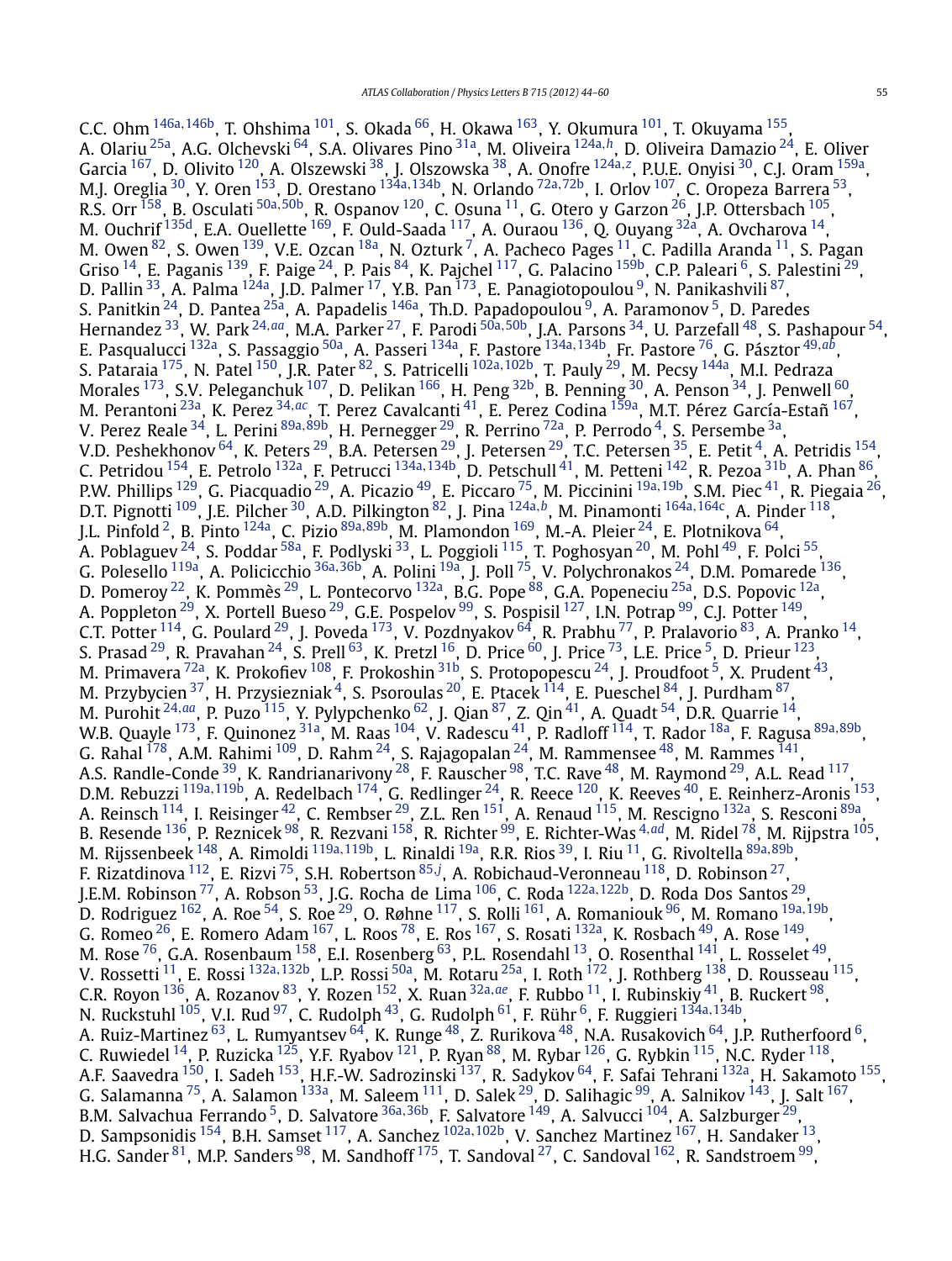C.C. Ohm [146a,146b], T. Ohshima [101], S. Okada [66], H. Okawa [163], Y. Okumura [101], T. Okuyama [155], A. Olariu [25a], A.G. Olchevski [64], S.A. Olivares Pino [31a], M. Oliveira [124a,h], D. Oliveira Damazio [24], E. Oliver Garcia [167], D. Olivito [120], A. Olszewski [38], J. Olszowska [38], A. Onofre [124a,z], P.U.E. Onyisi [30], C.J. Oram [159a], M.J. Oreglia [30], Y. Oren [153], D. Orestano [134a,134b], N. Orlando [72a,72b], I. Orlov [107], C. Oropeza Barrera [53], R.S. Orr [158], B. Osculati [50a,50b], R. Ospanov [120], C. Osuna [11], G. Otero y Garzon [26], J.P. Ottersbach [105], M. Ouchrif [135d], E.A. Ouellette [169], F. Ould-Saada [117], A. Ouraou [136], Q. Ouyang [32a], A. Ovcharova [14], M. Owen [82], S. Owen [139], V.E. Ozcan [18a], N. Ozturk [7], A. Pacheco Pages [11], C. Padilla Aranda [11], S. Pagan Griso [14], E. Paganis [139], F. Paige [24], P. Pais [84], K. Pajchel [117], G. Palacino [159b], C.P. Paleari [6], S. Palestini [29], D. Pallin [33], A. Palma [124a], J.D. Palmer [17], Y.B. Pan [173], E. Panagiotopoulou [9], N. Panikashvili [87], S. Panitkin [24], D. Pantea [25a], A. Papadelis [146a], Th.D. Papadopoulou [9], A. Paramonov [5], D. Paredes Hernandez [33], W. Park [24,aa], M.A. Parker [27], F. Parodi [50a,50b], J.A. Parsons [34], U. Parzefall [48], S. Pashapour [54], E. Pasqualucci [132a], S. Passaggio [50a], A. Passeri [134a], F. Pastore [134a,134b], Fr. Pastore [76], G. Pásztor [49,ab], S. Pataraia [175], N. Patel [150], J.R. Pater [82], S. Patricelli [102a,102b], T. Pauly [29], M. Pecsy [144a], M.I. Pedraza Morales [173], S.V. Peleganchuk [107], D. Pelikan [166], H. Peng [32b], B. Penning [30], A. Penson [34], J. Penwell [60], M. Perantoni [23a], K. Perez [34,ac], T. Perez Cavalcanti [41], E. Perez Codina [159a], M.T. Pérez García-Estañ [167], V. Perez Reale [34], L. Perini [89a,89b], H. Pernegger [29], R. Perrino [72a], P. Perrodo [4], S. Persembe [3a], V.D. Peshekhonov [64], K. Peters [29], B.A. Petersen [29], J. Petersen [29], T.C. Petersen [35], E. Petit [4], A. Petridis [154], C. Petridou [154], E. Petrolo [132a], F. Petrucci [134a,134b], D. Petschull [41], M. Petteni [142], R. Pezoa [31b], A. Phan [86], P.W. Phillips [129], G. Piacquadio [29], A. Picazio [49], E. Piccaro [75], M. Piccinini [19a,19b], S.M. Piec [41], R. Piegaia [26], D.T. Pignotti [109], J.E. Pilcher [30], A.D. Pilkington [82], J. Pina [124a,b], M. Pinamonti [164a,164c], A. Pinder [118], J.L. Pinfold [2], B. Pinto [124a], C. Pizio [89a,89b], M. Plamondon [169], M.-A. Pleier [24], E. Plotnikova [64], A. Poblaguev [24], S. Poddar [58a], F. Podlyski [33], L. Poggioli [115], T. Poghosyan [20], M. Pohl [49], F. Polci [55], G. Polesello [119a], A. Policicchio [36a,36b], A. Polini [19a], J. Poll [75], V. Polychronakos [24], D.M. Pomarede [136], D. Pomeroy [22], K. Pommès [29], L. Pontecorvo [132a], B.G. Pope [88], G.A. Popeneciu [25a], D.S. Popovic [12a], A. Poppleton [29], X. Portell Bueso [29], G.E. Pospelov [99], S. Pospisil [127], I.N. Potrap [99], C.J. Potter [149], C.T. Potter [114], G. Poulard [29], J. Poveda [173], V. Pozdnyakov [64], R. Prabhu [77], P. Pralavorio [83], A. Pranko [14], S. Prasad [29], R. Pravahan [24], S. Prell [63], K. Pretzl [16], D. Price [60], J. Price [73], L.E. Price [5], D. Prieur [123], M. Primavera [72a], K. Prokofiev [108], F. Prokoshin [31b], S. Protopopescu [24], J. Proudfoot [5], X. Prudent [43], M. Przybycien [37], H. Przysiezniak [4], S. Psoroulas [20], E. Ptacek [114], E. Pueschel [84], J. Purdham [87], M. Purohit [24,aa], P. Puzo [115], Y. Pylypchenko [62], J. Qian [87], Z. Qin [41], A. Quadt [54], D.R. Quarrie [14], W.B. Quayle [173], F. Quinonez [31a], M. Raas [104], V. Radescu [41], P. Radloff [114], T. Rador [18a], F. Ragusa [89a,89b], G. Rahal [178], A.M. Rahimi [109], D. Rahm [24], S. Rajagopalan [24], M. Rammensee [48], M. Rammes [141], A.S. Randle-Conde [39], K. Randrianarivony [28], F. Rauscher [98], T.C. Rave [48], M. Raymond [29], A.L. Read [117], D.M. Rebuzzi [119a,119b], A. Redelbach [174], G. Redlinger [24], R. Reece [120], K. Reeves [40], E. Reinherz-Aronis [153], A. Reinsch [114], I. Reisinger [42], C. Rembser [29], Z.L. Ren [151], A. Renaud [115], M. Rescigno [132a], S. Resconi [89a], B. Resende [136], P. Reznicek [98], R. Rezvani [158], R. Richter [99], E. Richter-Was [4,ad], M. Ridel [78], M. Rijpstra [105], M. Rijssenbeek [148], A. Rimoldi [119a,119b], L. Rinaldi [19a], R.R. Rios [39], I. Riu [11], G. Rivoltella [89a,89b], F. Rizatdinova [112], E. Rizvi [75], S.H. Robertson [85,j], A. Robichaud-Veronneau [118], D. Robinson [27], J.E.M. Robinson [77], A. Robson [53], J.G. Rocha de Lima [106], C. Roda [122a,122b], D. Roda Dos Santos [29], D. Rodriguez [162], A. Roe [54], S. Roe [29], O. Røhne [117], S. Rolli [161], A. Romaniouk [96], M. Romano [19a,19b], G. Romeo [26], E. Romero Adam [167], L. Roos [78], E. Ros [167], S. Rosati [132a], K. Rosbach [49], A. Rose [149], M. Rose [76], G.A. Rosenbaum [158], E.I. Rosenberg [63], P.L. Rosendahl [13], O. Rosenthal [141], L. Rosselet [49], V. Rossetti [11], E. Rossi [132a,132b], L.P. Rossi [50a], M. Rotaru [25a], I. Roth [172], J. Rothberg [138], D. Rousseau [115], C.R. Royon [136], A. Rozanov [83], Y. Rozen [152], X. Ruan [32a,ae], F. Rubbo [11], I. Rubinskiy [41], B. Ruckert [98], N. Ruckstuhl [105], V.I. Rud [97], C. Rudolph [43], G. Rudolph [61], F. Rühr [6], F. Ruggieri [134a,134b], A. Ruiz-Martinez [63], L. Rumyantsev [64], K. Runge [48], Z. Rurikova [48], N.A. Rusakovich [64], J.P. Rutherfoord [6], C. Ruwiedel [14], P. Ruzicka [125], Y.F. Ryabov [121], P. Ryan [88], M. Rybar [126], G. Rybkin [115], N.C. Ryder [118], A.F. Saavedra [150], I. Sadeh [153], H.F.-W. Sadrozinski [137], R. Sadykov [64], F. Safai Tehrani [132a], H. Sakamoto [155], G. Salamanna [75], A. Salamon [133a], M. Saleem [111], D. Salek [29], D. Salihagic [99], A. Salnikov [143], J. Salt [167], B.M. Salvachua Ferrando [5], D. Salvatore [36a,36b], F. Salvatore [149], A. Salvucci [104], A. Salzburger [29], D. Sampsonidis [154], B.H. Samset [117], A. Sanchez [102a,102b], V. Sanchez Martinez [167], H. Sandaker [13], H.G. Sander [81], M.P. Sanders [98], M. Sandhoff [175], T. Sandoval [27], C. Sandoval [162], R. Sandstroem [99],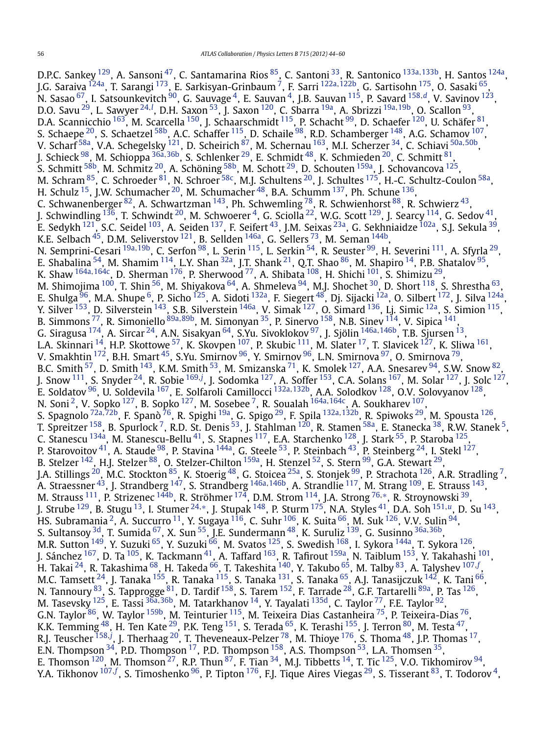D.P.C. Sankey [129], A. Sansoni [47], C. Santamarina Rios [85], C. Santoni [33], R. Santonico [133a,133b], H. Santos [124a], J.G. Saraiva [124a], T. Sarangi [173], E. Sarkisyan-Grinbaum [7], F. Sarri [122a,122b], G. Sartisohn [175], O. Sasaki [65], N. Sasao [67], I. Satsounkevitch [90], G. Sauvage [4], E. Sauvan [4], J.B. Sauvan [115], P. Savard [158,d], V. Savinov [123], D.O. Savu [29], L. Sawyer [24,l], D.H. Saxon [53], J. Saxon [120], C. Sbarra [19a], A. Sbrizzi [19a,19b], O. Scallon [93], D.A. Scannicchio [163], M. Scarcella [150], J. Schaarschmidt [115], P. Schacht [99], D. Schaefer [120], U. Schäfer [81], S. Schaepe [20], S. Schaetzel [58b], A.C. Schaffer [115], D. Schaile [98], R.D. Schamberger [148], A.G. Schamov [107], V. Scharf [58a], V.A. Schegelsky [121], D. Scheirich [87], M. Schernau [163], M.I. Scherzer [34], C. Schiavi [50a,50b], J. Schieck [98], M. Schioppa [36a,36b], S. Schlenker [29], E. Schmidt [48], K. Schmieden [20], C. Schmitt [81], S. Schmitt [58b], M. Schmitz [20], A. Schöning [58b], M. Schott [29], D. Schouten [159a], J. Schovancova [125], M. Schram [85], C. Schroeder [81], N. Schroer [58c], M.J. Schultens [20], J. Schultes [175], H.-C. Schultz-Coulon [58a], H. Schulz [15], J.W. Schumacher [20], M. Schumacher [48], B.A. Schumm [137], Ph. Schune [136], C. Schwanenberger [82], A. Schwartzman [143], Ph. Schwemling [78], R. Schwienhorst [88], R. Schwierz [43], J. Schwindling [136], T. Schwindt [20], M. Schwoerer [4], G. Sciolla [22], W.G. Scott [129], J. Searcy [114], G. Sedov [41], E. Sedykh [121], S.C. Seidel [103], A. Seiden [137], F. Seifert [43], J.M. Seixas [23a], G. Sekhniaidze [102a], S.J. Sekula [39], K.E. Selbach [45], D.M. Seliverstov [121], B. Sellden [146a], G. Sellers [73], M. Seman [144b], N. Semprini-Cesari [19a,19b], C. Serfon [98], L. Serin [115], L. Serkin [54], R. Seuster [99], H. Severini [111], A. Sfyrla [29], E. Shabalina [54], M. Shamim [114], L.Y. Shan [32a], J.T. Shank [21], Q.T. Shao [86], M. Shapiro [14], P.B. Shatalov [95], K. Shaw [164a,164c], D. Sherman [176], P. Sherwood [77], A. Shibata [108], H. Shichi [101], S. Shimizu [29], M. Shimojima [100], T. Shin [56], M. Shiyakova [64], A. Shmeleva [94], M.J. Shochet [30], D. Short [118], S. Shrestha [63], E. Shulga [96], M.A. Shupe [6], P. Sicho [125], A. Sidoti [132a], F. Siegert [48], Dj. Sijacki [12a], O. Silbert [172], J. Silva [124a], Y. Silver [153], D. Silverstein [143], S.B. Silverstein [146a], V. Simak [127], O. Simard [136], Lj. Simic [12a], S. Simion [115], B. Simmons [77], R. Simoniello [89a,89b], M. Simonyan [35], P. Sinervo [158], N.B. Sinev [114], V. Sipica [141], G. Siragusa [174], A. Sircar [24], A.N. Sisakyan [64], S.Yu. Sivoklokov [97], J. Sjölin [146a,146b], T.B. Sjursen [13], L.A. Skinnari [14], H.P. Skottowe [57], K. Skovpen [107], P. Skubic [111], M. Slater [17], T. Slavicek [127], K. Sliwa [161], V. Smakhtin [172], B.H. Smart [45], S.Yu. Smirnov [96], Y. Smirnov [96], L.N. Smirnova [97], O. Smirnova [79], B.C. Smith [57], D. Smith [143], K.M. Smith [53], M. Smizanska [71], K. Smolek [127], A.A. Snesarev [94], S.W. Snow [82], J. Snow [111], S. Snyder [24], R. Sobie [169,j], J. Sodomka [127], A. Soffer [153], C.A. Solans [167], M. Solar [127], J. Solc [127], E. Soldatov [96], U. Soldevila [167], E. Solfaroli Camillocci [132a,132b], A.A. Solodkov [128], O.V. Solovyanov [128], N. Soni [2], V. Sopko [127], B. Sopko [127], M. Sosebee [7], R. Soualah [164a,164c], A. Soukharev [107], S. Spagnolo [72a,72b], F. Spanò [76], R. Spighi [19a], G. Spigo [29], F. Spila [132a,132b], R. Spiwoks [29], M. Spousta [126], T. Spreitzer [158], B. Spurlock [7], R.D. St. Denis [53], J. Stahlman [120], R. Stamen [58a], E. Stanecka [38], R.W. Stanek [5], C. Stanescu [134a], M. Stanescu-Bellu [41], S. Stapnes [117], E.A. Starchenko [128], J. Stark [55], P. Staroba [125], P. Starovoitov [41], A. Staude [98], P. Stavina [144a], G. Steele [53], P. Steinbach [43], P. Steinberg [24], I. Stekl [127], B. Stelzer [142], H.J. Stelzer [88], O. Stelzer-Chilton [159a], H. Stenzel [52], S. Stern [99], G.A. Stewart [29], J.A. Stillings [20], M.C. Stockton [85], K. Stoerig [48], G. Stoicea [25a], S. Stonjek [99], P. Strachota [126], A.R. Stradling [7], A. Straessner [43], J. Strandberg [147], S. Strandberg [146a,146b], A. Strandlie [117], M. Strang [109], E. Strauss [143], M. Strauss [111], P. Strizenec [144b], R. Ströhmer [174], D.M. Strom [114], J.A. Strong [76,*], R. Stroynowski [39], J. Strube [129], B. Stugu [13], I. Stumer [24,*], J. Stupak [148], P. Sturm [175], N.A. Styles [41], D.A. Soh [151,u], D. Su [143], HS. Subramania [2], A. Succurro [11], Y. Sugaya [116], C. Suhr [106], K. Suita [66], M. Suk [126], V.V. Sulin [94], S. Sultansoy [3d], T. Sumida [67], X. Sun [55], J.E. Sundermann [48], K. Suruliz [139], G. Susinno [36a,36b], M.R. Sutton [149], Y. Suzuki [65], Y. Suzuki [66], M. Svatos [125], S. Swedish [168], I. Sykora [144a], T. Sykora [126], J. Sánchez [167], D. Ta [105], K. Tackmann [41], A. Taffard [163], R. Tafirout [159a], N. Taiblum [153], Y. Takahashi [101], H. Takai [24], R. Takashima [68], H. Takeda [66], T. Takeshita [140], Y. Takubo [65], M. Talby [83], A. Talyshev [107,f], M.C. Tamsett [24], J. Tanaka [155], R. Tanaka [115], S. Tanaka [131], S. Tanaka [65], A.J. Tanasijczuk [142], K. Tani [66], N. Tannoury [83], S. Tapprogge [81], D. Tardif [158], S. Tarem [152], F. Tarrade [28], G.F. Tartarelli [89a], P. Tas [126], M. Tasevsky [125], E. Tassi [36a,36b], M. Tatarkhanov [14], Y. Tayalati [135d], C. Taylor [77], F.E. Taylor [92], G.N. Taylor [86], W. Taylor [159b], M. Teinturier [115], M. Teixeira Dias Castanheira [75], P. Teixeira-Dias [76], K.K. Temming [48], H. Ten Kate [29], P.K. Teng [151], S. Terada [65], K. Terashi [155], J. Terron [80], M. Testa [47], R.J. Teuscher [158,j], J. Therhaag [20], T. Theveneaux-Pelzer [78], M. Thioye [176], S. Thoma [48], J.P. Thomas [17], E.N. Thompson [34], P.D. Thompson [17], P.D. Thompson [158], A.S. Thompson [53], L.A. Thomsen [35], E. Thomson [120], M. Thomson [27], R.P. Thun [87], F. Tian [34], M.J. Tibbetts [14], T. Tic [125], V.O. Tikhomirov [94], Y.A. Tikhonov [107,f], S. Timoshenko [96], P. Tipton [176], F.J. Tique Aires Viegas [29], S. Tisserant [83], T. Todorov [4],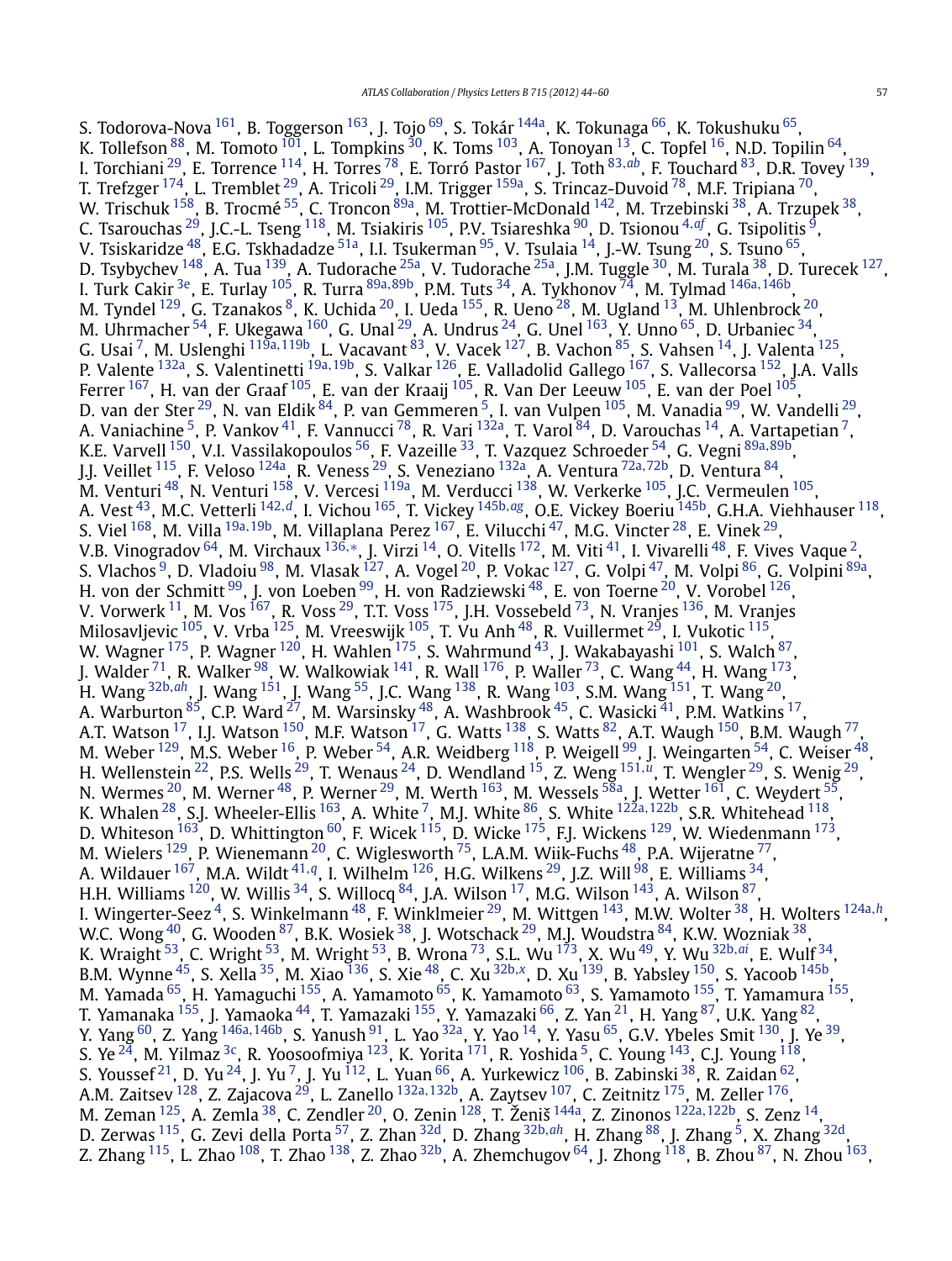S. Todorova-Nova [161], B. Toggerson [163], J. Tojo [69], S. Tokár [144a], K. Tokunaga [66], K. Tokushuku [65], K. Tollefson [88], M. Tomoto [101], L. Tompkins [30], K. Toms [103], A. Tonoyan [13], C. Topfel [16], N.D. Topilin [64], I. Torchiani [29], E. Torrence [114], H. Torres [78], E. Torró Pastor [167], J. Toth [83,ab], F. Touchard [83], D.R. Tovey [139], T. Trefzger [174], L. Tremblet [29], A. Tricoli [29], I.M. Trigger [159a], S. Trincaz-Duvoid [78], M.F. Tripiana [70], W. Trischuk [158], B. Trocmé [55], C. Troncon [89a], M. Trottier-McDonald [142], M. Trzebinski [38], A. Trzupek [38], C. Tsarouchas [29], J.C.-L. Tseng [118], M. Tsiakiris [105], P.V. Tsiareshka [90], D. Tsionou [4,af], G. Tsipolitis [9], V. Tsiskaridze [48], E.G. Tskhadadze [51a], I.I. Tsukerman [95], V. Tsulaia [14], J.-W. Tsung [20], S. Tsuno [65], D. Tsybychev [148], A. Tua [139], A. Tudorache [25a], V. Tudorache [25a], J.M. Tuggle [30], M. Turala [38], D. Turecek [127], I. Turk Cakir [3e], E. Turlay [105], R. Turra [89a,89b], P.M. Tuts [34], A. Tykhonov [74], M. Tylmad [146a,146b], M. Tyndel [129], G. Tzanakos [8], K. Uchida [20], I. Ueda [155], R. Ueno [28], M. Ugland [13], M. Uhlenbrock [20], M. Uhrmacher [54], F. Ukegawa [160], G. Unal [29], A. Undrus [24], G. Unel [163], Y. Unno [65], D. Urbaniec [34], G. Usai [7], M. Uslenghi [119a,119b], L. Vacavant [83], V. Vacek [127], B. Vachon [85], S. Vahsen [14], J. Valenta [125], P. Valente [132a], S. Valentinetti [19a,19b], S. Valkar [126], E. Valladolid Gallego [167], S. Vallecorsa [152], J.A. Valls Ferrer [167], H. van der Graaf [105], E. van der Kraaij [105], R. Van Der Leeuw [105], E. van der Poel [105], D. van der Ster [29], N. van Eldik [84], P. van Gemmeren [5], I. van Vulpen [105], M. Vanadia [99], W. Vandelli [29], A. Vaniachine [5], P. Vankov [41], F. Vannucci [78], R. Vari [132a], T. Varol [84], D. Varouchas [14], A. Vartapetian [7], K.E. Varvell [150], V.I. Vassilakopoulos [56], F. Vazeille [33], T. Vazquez Schroeder [54], G. Vegni [89a,89b], J.J. Veillet [115], F. Veloso [124a], R. Veness [29], S. Veneziano [132a], A. Ventura [72a,72b], D. Ventura [84], M. Venturi [48], N. Venturi [158], V. Vercesi [119a], M. Verducci [138], W. Verkerke [105], J.C. Vermeulen [105], A. Vest [43], M.C. Vetterli [142,d], I. Vichou [165], T. Vickey [145b,ag], O.E. Vickey Boeriu [145b], G.H.A. Viehhauser [118], S. Viel [168], M. Villa [19a,19b], M. Villaplana Perez [167], E. Vilucchi [47], M.G. Vincter [28], E. Vinek [29], V.B. Vinogradov [64], M. Virchaux [136,*], J. Virzi [14], O. Vitells [172], M. Viti [41], I. Vivarelli [48], F. Vives Vaque [2], S. Vlachos [9], D. Vladoiu [98], M. Vlasak [127], A. Vogel [20], P. Vokac [127], G. Volpi [47], M. Volpi [86], G. Volpini [89a], H. von der Schmitt [99], J. von Loeben [99], H. von Radziewski [48], E. von Toerne [20], V. Vorobel [126], V. Vorwerk [11], M. Vos [167], R. Voss [29], T.T. Voss [175], J.H. Vossebeld [73], N. Vranjes [136], M. Vranjes Milosavljevic [105], V. Vrba [125], M. Vreeswijk [105], T. Vu Anh [48], R. Vuillermet [29], I. Vukotic [115], W. Wagner [175], P. Wagner [120], H. Wahlen [175], S. Wahrmund [43], J. Wakabayashi [101], S. Walch [87], J. Walder [71], R. Walker [98], W. Walkowiak [141], R. Wall [176], P. Waller [73], C. Wang [44], H. Wang [173], H. Wang [32b,ah], J. Wang [151], J. Wang [55], J.C. Wang [138], R. Wang [103], S.M. Wang [151], T. Wang [20], A. Warburton [85], C.P. Ward [27], M. Warsinsky [48], A. Washbrook [45], C. Wasicki [41], P.M. Watkins [17], A.T. Watson [17], I.J. Watson [150], M.F. Watson [17], G. Watts [138], S. Watts [82], A.T. Waugh [150], B.M. Waugh [77], M. Weber [129], M.S. Weber [16], P. Weber [54], A.R. Weidberg [118], P. Weigell [99], J. Weingarten [54], C. Weiser [48], H. Wellenstein [22], P.S. Wells [29], T. Wenaus [24], D. Wendland [15], Z. Weng [151,u], T. Wengler [29], S. Wenig [29], N. Wermes [20], M. Werner [48], P. Werner [29], M. Werth [163], M. Wessels [58a], J. Wetter [161], C. Weydert [55], K. Whalen [28], S.J. Wheeler-Ellis [163], A. White [7], M.J. White [86], S. White [122a,122b], S.R. Whitehead [118], D. Whiteson [163], D. Whittington [60], F. Wicek [115], D. Wicke [175], F.J. Wickens [129], W. Wiedenmann [173], M. Wielers [129], P. Wienemann [20], C. Wiglesworth [75], L.A.M. Wiik-Fuchs [48], P.A. Wijeratne [77], A. Wildauer [167], M.A. Wildt [41,q], I. Wilhelm [126], H.G. Wilkens [29], J.Z. Will [98], E. Williams [34], H.H. Williams [120], W. Willis [34], S. Willocq [84], J.A. Wilson [17], M.G. Wilson [143], A. Wilson [87], I. Wingerter-Seez [4], S. Winkelmann [48], F. Winklmeier [29], M. Wittgen [143], M.W. Wolter [38], H. Wolters [124a,h], W.C. Wong [40], G. Wooden [87], B.K. Wosiek [38], J. Wotschack [29], M.J. Woudstra [84], K.W. Wozniak [38], K. Wraight [53], C. Wright [53], M. Wright [53], B. Wrona [73], S.L. Wu [173], X. Wu [49], Y. Wu [32b,ai], E. Wulf [34], B.M. Wynne [45], S. Xella [35], M. Xiao [136], S. Xie [48], C. Xu [32b,x], D. Xu [139], B. Yabsley [150], S. Yacoob [145b], M. Yamada [65], H. Yamaguchi [155], A. Yamamoto [65], K. Yamamoto [63], S. Yamamoto [155], T. Yamamura [155], T. Yamanaka [155], J. Yamaoka [44], T. Yamazaki [155], Y. Yamazaki [66], Z. Yan [21], H. Yang [87], U.K. Yang [82], Y. Yang [60], Z. Yang [146a,146b], S. Yanush [91], L. Yao [32a], Y. Yao [14], Y. Yasu [65], G.V. Ybeles Smit [130], J. Ye [39], S. Ye [24], M. Yilmaz [3c], R. Yoosoofmiya [123], K. Yorita [171], R. Yoshida [5], C. Young [143], C.J. Young [118], S. Youssef [21], D. Yu [24], J. Yu [7], J. Yu [112], L. Yuan [66], A. Yurkewicz [106], B. Zabinski [38], R. Zaidan [62], A.M. Zaitsev [128], Z. Zajacova [29], L. Zanello [132a,132b], A. Zaytsev [107], C. Zeitnitz [175], M. Zeller [176], M. Zeman [125], A. Zemla [38], C. Zendler [20], O. Zenin [128], T. Ženiš [144a], Z. Zinonos [122a,122b], S. Zenz [14], D. Zerwas [115], G. Zevi della Porta [57], Z. Zhan [32d], D. Zhang [32b,ah], H. Zhang [88], J. Zhang [5], X. Zhang [32d], Z. Zhang [115], L. Zhao [108], T. Zhao [138], Z. Zhao [32b], A. Zhemchugov [64], J. Zhong [118], B. Zhou [87], N. Zhou [163],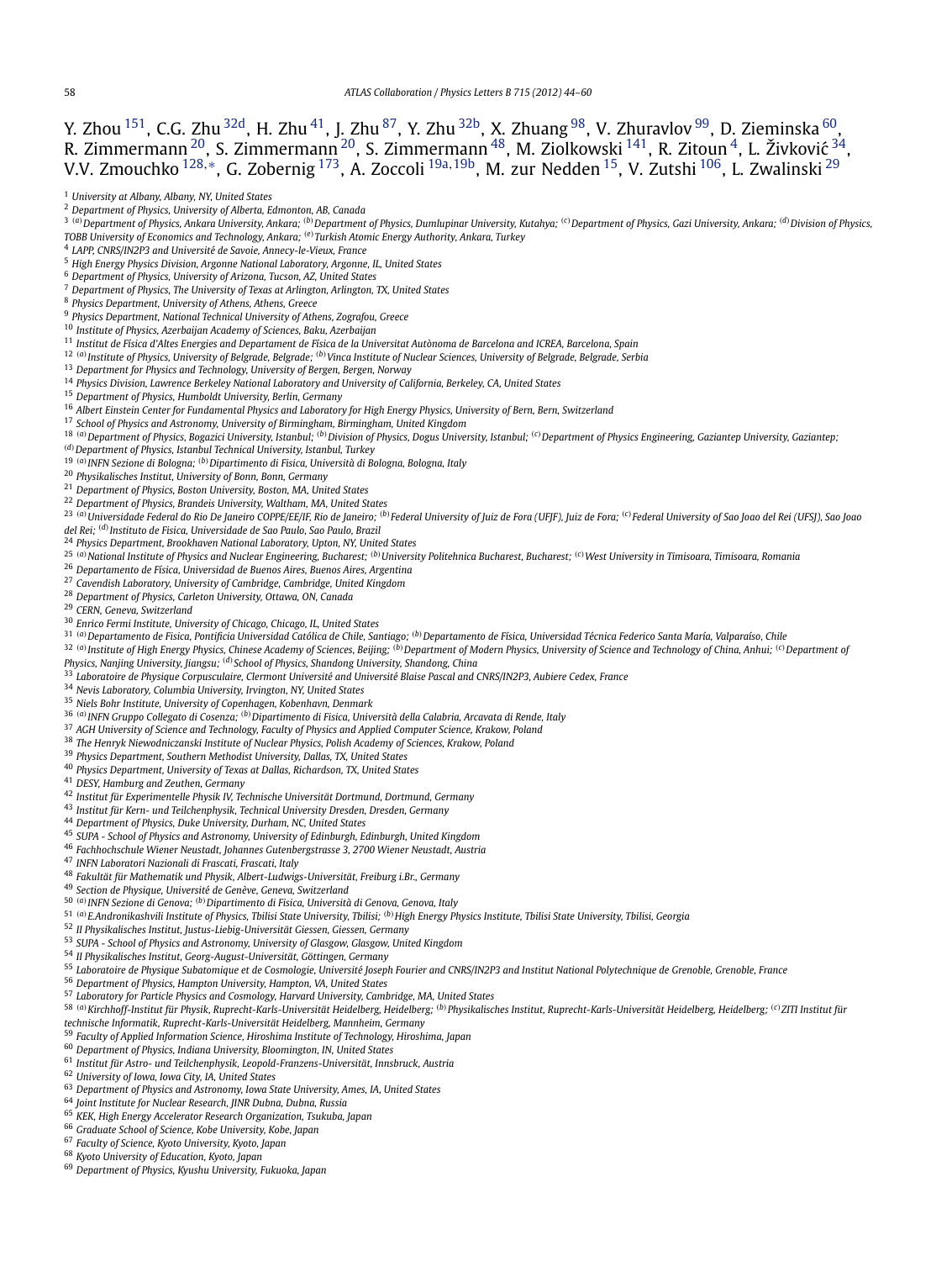Y. Zhou [151], C.G. Zhu [32d], H. Zhu [41], J. Zhu [87], Y. Zhu [32b], X. Zhuang [98], V. Zhuravlov [99], D. Zieminska [60], R. Zimmermann [20], S. Zimmermann [20], S. Zimmermann [48], M. Ziolkowski [141], R. Zitoun [4], L. Živković [34], V.V. Zmouchko [128,*], G. Zobernig [173], A. Zoccoli [19a,19b], M. zur Nedden [15], V. Zutshi [106], L. Zwalinski [29]

[1] University at Albany, Albany, NY, United States
[2] Department of Physics, University of Alberta, Edmonton, AB, Canada
[3] [(a)] Department of Physics, Ankara University, Ankara; [(b)] Department of Physics, Dumlupinar University, Kutahya; [(c)] Department of Physics, Gazi University, Ankara; [(d)] Division of Physics, TOBB University of Economics and Technology, Ankara; [(e)] Turkish Atomic Energy Authority, Ankara, Turkey
[4] LAPP, CNRS/IN2P3 and Université de Savoie, Annecy-le-Vieux, France
[5] High Energy Physics Division, Argonne National Laboratory, Argonne, IL, United States
[6] Department of Physics, University of Arizona, Tucson, AZ, United States
[7] Department of Physics, The University of Texas at Arlington, Arlington, TX, United States
[8] Physics Department, University of Athens, Athens, Greece
[9] Physics Department, National Technical University of Athens, Zografou, Greece
[10] Institute of Physics, Azerbaijan Academy of Sciences, Baku, Azerbaijan
[11] Institut de Física d'Altes Energies and Departament de Física de la Universitat Autònoma de Barcelona and ICREA, Barcelona, Spain
[12] [(a)] Institute of Physics, University of Belgrade, Belgrade; [(b)] Vinca Institute of Nuclear Sciences, University of Belgrade, Belgrade, Serbia
[13] Department for Physics and Technology, University of Bergen, Bergen, Norway
[14] Physics Division, Lawrence Berkeley National Laboratory and University of California, Berkeley, CA, United States
[15] Department of Physics, Humboldt University, Berlin, Germany
[16] Albert Einstein Center for Fundamental Physics and Laboratory for High Energy Physics, University of Bern, Bern, Switzerland
[17] School of Physics and Astronomy, University of Birmingham, Birmingham, United Kingdom
[18] [(a)] Department of Physics, Bogazici University, Istanbul; [(b)] Division of Physics, Dogus University, Istanbul; [(c)] Department of Physics Engineering, Gaziantep University, Gaziantep; [(d)] Department of Physics, Istanbul Technical University, Istanbul, Turkey
[19] [(a)] INFN Sezione di Bologna; [(b)] Dipartimento di Fisica, Università di Bologna, Bologna, Italy
[20] Physikalisches Institut, University of Bonn, Bonn, Germany
[21] Department of Physics, Boston University, Boston, MA, United States
[22] Department of Physics, Brandeis University, Waltham, MA, United States
[23] [(a)] Universidade Federal do Rio De Janeiro COPPE/EE/IF, Rio de Janeiro; [(b)] Federal University of Juiz de Fora (UFJF), Juiz de Fora; [(c)] Federal University of Sao Joao del Rei (UFSJ), Sao Joao del Rei; [(d)] Instituto de Fisica, Universidade de Sao Paulo, Sao Paulo, Brazil
[24] Physics Department, Brookhaven National Laboratory, Upton, NY, United States
[25] [(a)] National Institute of Physics and Nuclear Engineering, Bucharest; [(b)] University Politehnica Bucharest, Bucharest; [(c)] West University in Timisoara, Timisoara, Romania
[26] Departamento de Física, Universidad de Buenos Aires, Buenos Aires, Argentina
[27] Cavendish Laboratory, University of Cambridge, Cambridge, United Kingdom
[28] Department of Physics, Carleton University, Ottawa, ON, Canada
[29] CERN, Geneva, Switzerland
[30] Enrico Fermi Institute, University of Chicago, Chicago, IL, United States
[31] [(a)] Departamento de Fisica, Pontificia Universidad Católica de Chile, Santiago; [(b)] Departamento de Física, Universidad Técnica Federico Santa María, Valparaíso, Chile
[32] [(a)] Institute of High Energy Physics, Chinese Academy of Sciences, Beijing; [(b)] Department of Modern Physics, University of Science and Technology of China, Anhui; [(c)] Department of Physics, Nanjing University, Jiangsu; [(d)] School of Physics, Shandong University, Shandong, China
[33] Laboratoire de Physique Corpusculaire, Clermont Université and Université Blaise Pascal and CNRS/IN2P3, Aubiere Cedex, France
[34] Nevis Laboratory, Columbia University, Irvington, NY, United States
[35] Niels Bohr Institute, University of Copenhagen, Kobenhavn, Denmark
[36] [(a)] INFN Gruppo Collegato di Cosenza; [(b)] Dipartimento di Fisica, Università della Calabria, Arcavata di Rende, Italy
[37] AGH University of Science and Technology, Faculty of Physics and Applied Computer Science, Krakow, Poland
[38] The Henryk Niewodniczanski Institute of Nuclear Physics, Polish Academy of Sciences, Krakow, Poland
[39] Physics Department, Southern Methodist University, Dallas, TX, United States
[40] Physics Department, University of Texas at Dallas, Richardson, TX, United States
[41] DESY, Hamburg and Zeuthen, Germany
[42] Institut für Experimentelle Physik IV, Technische Universität Dortmund, Dortmund, Germany
[43] Institut für Kern- und Teilchenphysik, Technical University Dresden, Dresden, Germany
[44] Department of Physics, Duke University, Durham, NC, United States
[45] SUPA - School of Physics and Astronomy, University of Edinburgh, Edinburgh, United Kingdom
[46] Fachhochschule Wiener Neustadt, Johannes Gutenbergstrasse 3, 2700 Wiener Neustadt, Austria
[47] INFN Laboratori Nazionali di Frascati, Frascati, Italy
[48] Fakultät für Mathematik und Physik, Albert-Ludwigs-Universität, Freiburg i.Br., Germany
[49] Section de Physique, Université de Genève, Geneva, Switzerland
[50] [(a)] INFN Sezione di Genova; [(b)] Dipartimento di Fisica, Università di Genova, Genova, Italy
[51] [(a)] E.Andronikashvili Institute of Physics, Tbilisi State University, Tbilisi; [(b)] High Energy Physics Institute, Tbilisi State University, Tbilisi, Georgia
[52] II Physikalisches Institut, Justus-Liebig-Universität Giessen, Giessen, Germany
[53] SUPA - School of Physics and Astronomy, University of Glasgow, Glasgow, United Kingdom
[54] II Physikalisches Institut, Georg-August-Universität, Göttingen, Germany
[55] Laboratoire de Physique Subatomique et de Cosmologie, Université Joseph Fourier and CNRS/IN2P3 and Institut National Polytechnique de Grenoble, Grenoble, France
[56] Department of Physics, Hampton University, Hampton, VA, United States
[57] Laboratory for Particle Physics and Cosmology, Harvard University, Cambridge, MA, United States
[58] [(a)] Kirchhoff-Institut für Physik, Ruprecht-Karls-Universität Heidelberg, Heidelberg; [(b)] Physikalisches Institut, Ruprecht-Karls-Universität Heidelberg, Heidelberg; [(c)] ZITI Institut für technische Informatik, Ruprecht-Karls-Universität Heidelberg, Mannheim, Germany
[59] Faculty of Applied Information Science, Hiroshima Institute of Technology, Hiroshima, Japan
[60] Department of Physics, Indiana University, Bloomington, IN, United States
[61] Institut für Astro- und Teilchenphysik, Leopold-Franzens-Universität, Innsbruck, Austria
[62] University of Iowa, Iowa City, IA, United States
[63] Department of Physics and Astronomy, Iowa State University, Ames, IA, United States
[64] Joint Institute for Nuclear Research, JINR Dubna, Dubna, Russia
[65] KEK, High Energy Accelerator Research Organization, Tsukuba, Japan
[66] Graduate School of Science, Kobe University, Kobe, Japan
[67] Faculty of Science, Kyoto University, Kyoto, Japan
[68] Kyoto University of Education, Kyoto, Japan
[69] Department of Physics, Kyushu University, Fukuoka, Japan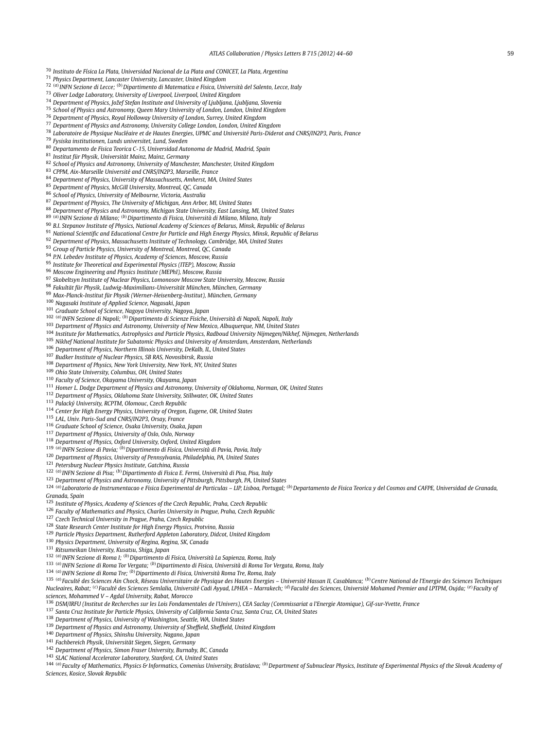[70] Instituto de Física La Plata, Universidad Nacional de La Plata and CONICET, La Plata, Argentina
[71] Physics Department, Lancaster University, Lancaster, United Kingdom
[72] [(a)] INFN Sezione di Lecce; [(b)] Dipartimento di Matematica e Fisica, Università del Salento, Lecce, Italy
[73] Oliver Lodge Laboratory, University of Liverpool, Liverpool, United Kingdom
[74] Department of Physics, Jožef Stefan Institute and University of Ljubljana, Ljubljana, Slovenia
[75] School of Physics and Astronomy, Queen Mary University of London, London, United Kingdom
[76] Department of Physics, Royal Holloway University of London, Surrey, United Kingdom
[77] Department of Physics and Astronomy, University College London, London, United Kingdom
[78] Laboratoire de Physique Nucléaire et de Hautes Energies, UPMC and Université Paris-Diderot and CNRS/IN2P3, Paris, France
[79] Fysiska institutionen, Lunds universitet, Lund, Sweden
[80] Departamento de Fisica Teorica C-15, Universidad Autonoma de Madrid, Madrid, Spain
[81] Institut für Physik, Universität Mainz, Mainz, Germany
[82] School of Physics and Astronomy, University of Manchester, Manchester, United Kingdom
[83] CPPM, Aix-Marseille Université and CNRS/IN2P3, Marseille, France
[84] Department of Physics, University of Massachusetts, Amherst, MA, United States
[85] Department of Physics, McGill University, Montreal, QC, Canada
[86] School of Physics, University of Melbourne, Victoria, Australia
[87] Department of Physics, The University of Michigan, Ann Arbor, MI, United States
[88] Department of Physics and Astronomy, Michigan State University, East Lansing, MI, United States
[89] [(a)] INFN Sezione di Milano; [(b)] Dipartimento di Fisica, Università di Milano, Milano, Italy
[90] B.I. Stepanov Institute of Physics, National Academy of Sciences of Belarus, Minsk, Republic of Belarus
[91] National Scientific and Educational Centre for Particle and High Energy Physics, Minsk, Republic of Belarus
[92] Department of Physics, Massachusetts Institute of Technology, Cambridge, MA, United States
[93] Group of Particle Physics, University of Montreal, Montreal, QC, Canada
[94] P.N. Lebedev Institute of Physics, Academy of Sciences, Moscow, Russia
[95] Institute for Theoretical and Experimental Physics (ITEP), Moscow, Russia
[96] Moscow Engineering and Physics Institute (MEPhI), Moscow, Russia
[97] Skobeltsyn Institute of Nuclear Physics, Lomonosov Moscow State University, Moscow, Russia
[98] Fakultät für Physik, Ludwig-Maximilians-Universität München, München, Germany
[99] Max-Planck-Institut für Physik (Werner-Heisenberg-Institut), München, Germany
[100] Nagasaki Institute of Applied Science, Nagasaki, Japan
[101] Graduate School of Science, Nagoya University, Nagoya, Japan
[102] [(a)] INFN Sezione di Napoli; [(b)] Dipartimento di Scienze Fisiche, Università di Napoli, Napoli, Italy
[103] Department of Physics and Astronomy, University of New Mexico, Albuquerque, NM, United States
[104] Institute for Mathematics, Astrophysics and Particle Physics, Radboud University Nijmegen/Nikhef, Nijmegen, Netherlands
[105] Nikhef National Institute for Subatomic Physics and University of Amsterdam, Amsterdam, Netherlands
[106] Department of Physics, Northern Illinois University, DeKalb, IL, United States
[107] Budker Institute of Nuclear Physics, SB RAS, Novosibirsk, Russia
[108] Department of Physics, New York University, New York, NY, United States
[109] Ohio State University, Columbus, OH, United States
[110] Faculty of Science, Okayama University, Okayama, Japan
[111] Homer L. Dodge Department of Physics and Astronomy, University of Oklahoma, Norman, OK, United States
[112] Department of Physics, Oklahoma State University, Stillwater, OK, United States
[113] Palacký University, RCPTM, Olomouc, Czech Republic
[114] Center for High Energy Physics, University of Oregon, Eugene, OR, United States
[115] LAL, Univ. Paris-Sud and CNRS/IN2P3, Orsay, France
[116] Graduate School of Science, Osaka University, Osaka, Japan
[117] Department of Physics, University of Oslo, Oslo, Norway
[118] Department of Physics, Oxford University, Oxford, United Kingdom
[119] [(a)] INFN Sezione di Pavia; [(b)] Dipartimento di Fisica, Università di Pavia, Pavia, Italy
[120] Department of Physics, University of Pennsylvania, Philadelphia, PA, United States
[121] Petersburg Nuclear Physics Institute, Gatchina, Russia
[122] [(a)] INFN Sezione di Pisa; [(b)] Dipartimento di Fisica E. Fermi, Università di Pisa, Pisa, Italy
[123] Department of Physics and Astronomy, University of Pittsburgh, Pittsburgh, PA, United States
[124] [(a)] Laboratorio de Instrumentacao e Fisica Experimental de Particulas – LIP, Lisboa, Portugal; [(b)] Departamento de Fisica Teorica y del Cosmos and CAFPE, Universidad de Granada, Granada, Spain
[125] Institute of Physics, Academy of Sciences of the Czech Republic, Praha, Czech Republic
[126] Faculty of Mathematics and Physics, Charles University in Prague, Praha, Czech Republic
[127] Czech Technical University in Prague, Praha, Czech Republic
[128] State Research Center Institute for High Energy Physics, Protvino, Russia
[129] Particle Physics Department, Rutherford Appleton Laboratory, Didcot, United Kingdom
[130] Physics Department, University of Regina, Regina, SK, Canada
[131] Ritsumeikan University, Kusatsu, Shiga, Japan
[132] [(a)] INFN Sezione di Roma I; [(b)] Dipartimento di Fisica, Università La Sapienza, Roma, Italy
[133] [(a)] INFN Sezione di Roma Tor Vergata; [(b)] Dipartimento di Fisica, Università di Roma Tor Vergata, Roma, Italy
[134] [(a)] INFN Sezione di Roma Tre; [(b)] Dipartimento di Fisica, Università Roma Tre, Roma, Italy
[135] [(a)] Faculté des Sciences Ain Chock, Réseau Universitaire de Physique des Hautes Energies – Université Hassan II, Casablanca; [(b)] Centre National de l'Energie des Sciences Techniques Nucleaires, Rabat; [(c)] Faculté des Sciences Semlalia, Université Cadi Ayyad, LPHEA – Marrakech; [(d)] Faculté des Sciences, Université Mohamed Premier and LPTPM, Oujda; [(e)] Faculty of sciences, Mohammed V – Agdal University, Rabat, Morocco
[136] DSM/IRFU (Institut de Recherches sur les Lois Fondamentales de l'Univers), CEA Saclay (Commissariat a l'Energie Atomique), Gif-sur-Yvette, France
[137] Santa Cruz Institute for Particle Physics, University of California Santa Cruz, Santa Cruz, CA, United States
[138] Department of Physics, University of Washington, Seattle, WA, United States
[139] Department of Physics and Astronomy, University of Sheffield, Sheffield, United Kingdom
[140] Department of Physics, Shinshu University, Nagano, Japan
[141] Fachbereich Physik, Universität Siegen, Siegen, Germany
[142] Department of Physics, Simon Fraser University, Burnaby, BC, Canada
[143] SLAC National Accelerator Laboratory, Stanford, CA, United States
[144] [(a)] Faculty of Mathematics, Physics & Informatics, Comenius University, Bratislava; [(b)] Department of Subnuclear Physics, Institute of Experimental Physics of the Slovak Academy of Sciences, Kosice, Slovak Republic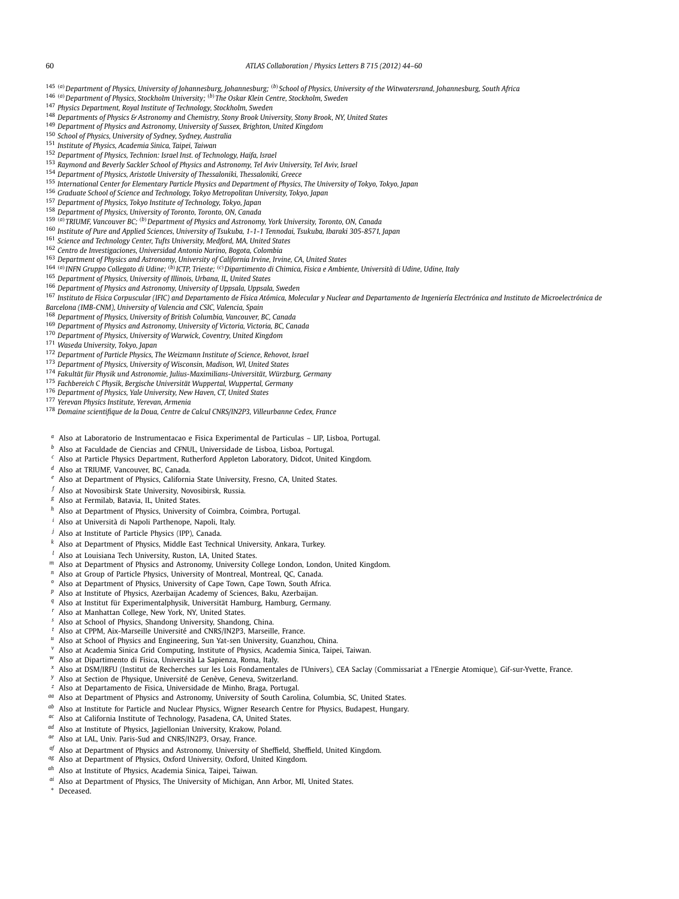[145] [(a)] Department of Physics, University of Johannesburg, Johannesburg; [(b)] School of Physics, University of the Witwatersrand, Johannesburg, South Africa
[146] [(a)] Department of Physics, Stockholm University; [(b)] The Oskar Klein Centre, Stockholm, Sweden
[147] Physics Department, Royal Institute of Technology, Stockholm, Sweden
[148] Departments of Physics & Astronomy and Chemistry, Stony Brook University, Stony Brook, NY, United States
[149] Department of Physics and Astronomy, University of Sussex, Brighton, United Kingdom
[150] School of Physics, University of Sydney, Sydney, Australia
[151] Institute of Physics, Academia Sinica, Taipei, Taiwan
[152] Department of Physics, Technion: Israel Inst. of Technology, Haifa, Israel
[153] Raymond and Beverly Sackler School of Physics and Astronomy, Tel Aviv University, Tel Aviv, Israel
[154] Department of Physics, Aristotle University of Thessaloniki, Thessaloniki, Greece
[155] International Center for Elementary Particle Physics and Department of Physics, The University of Tokyo, Tokyo, Japan
[156] Graduate School of Science and Technology, Tokyo Metropolitan University, Tokyo, Japan
[157] Department of Physics, Tokyo Institute of Technology, Tokyo, Japan
[158] Department of Physics, University of Toronto, Toronto, ON, Canada
[159] [(a)] TRIUMF, Vancouver BC; [(b)] Department of Physics and Astronomy, York University, Toronto, ON, Canada
[160] Institute of Pure and Applied Sciences, University of Tsukuba, 1-1-1 Tennodai, Tsukuba, Ibaraki 305-8571, Japan
[161] Science and Technology Center, Tufts University, Medford, MA, United States
[162] Centro de Investigaciones, Universidad Antonio Narino, Bogota, Colombia
[163] Department of Physics and Astronomy, University of California Irvine, Irvine, CA, United States
[164] [(a)] INFN Gruppo Collegato di Udine; [(b)] ICTP, Trieste; [(c)] Dipartimento di Chimica, Fisica e Ambiente, Università di Udine, Udine, Italy
[165] Department of Physics, University of Illinois, Urbana, IL, United States
[166] Department of Physics and Astronomy, University of Uppsala, Uppsala, Sweden
[167] Instituto de Física Corpuscular (IFIC) and Departamento de Física Atómica, Molecular y Nuclear and Departamento de Ingeniería Electrónica and Instituto de Microelectrónica de Barcelona (IMB-CNM), University of Valencia and CSIC, Valencia, Spain
[168] Department of Physics, University of British Columbia, Vancouver, BC, Canada
[169] Department of Physics and Astronomy, University of Victoria, Victoria, BC, Canada
[170] Department of Physics, University of Warwick, Coventry, United Kingdom
[171] Waseda University, Tokyo, Japan
[172] Department of Particle Physics, The Weizmann Institute of Science, Rehovot, Israel
[173] Department of Physics, University of Wisconsin, Madison, WI, United States
[174] Fakultät für Physik und Astronomie, Julius-Maximilians-Universität, Würzburg, Germany
[175] Fachbereich C Physik, Bergische Universität Wuppertal, Wuppertal, Germany
[176] Department of Physics, Yale University, New Haven, CT, United States
[177] Yerevan Physics Institute, Yerevan, Armenia
[178] Domaine scientifique de la Doua, Centre de Calcul CNRS/IN2P3, Villeurbanne Cedex, France

[a] Also at Laboratorio de Instrumentacao e Fisica Experimental de Particulas – LIP, Lisboa, Portugal.
[b] Also at Faculdade de Ciencias and CFNUL, Universidade de Lisboa, Lisboa, Portugal.
[c] Also at Particle Physics Department, Rutherford Appleton Laboratory, Didcot, United Kingdom.
[d] Also at TRIUMF, Vancouver, BC, Canada.
[e] Also at Department of Physics, California State University, Fresno, CA, United States.
[f] Also at Novosibirsk State University, Novosibirsk, Russia.
[g] Also at Fermilab, Batavia, IL, United States.
[h] Also at Department of Physics, University of Coimbra, Coimbra, Portugal.
[i] Also at Università di Napoli Parthenope, Napoli, Italy.
[j] Also at Institute of Particle Physics (IPP), Canada.
[k] Also at Department of Physics, Middle East Technical University, Ankara, Turkey.
[l] Also at Louisiana Tech University, Ruston, LA, United States.
[m] Also at Department of Physics and Astronomy, University College London, London, United Kingdom.
[n] Also at Group of Particle Physics, University of Montreal, Montreal, QC, Canada.
[o] Also at Department of Physics, University of Cape Town, Cape Town, South Africa.
[p] Also at Institute of Physics, Azerbaijan Academy of Sciences, Baku, Azerbaijan.
[q] Also at Institut für Experimentalphysik, Universität Hamburg, Hamburg, Germany.
[r] Also at Manhattan College, New York, NY, United States.
[s] Also at School of Physics, Shandong University, Shandong, China.
[t] Also at CPPM, Aix-Marseille Université and CNRS/IN2P3, Marseille, France.
[u] Also at School of Physics and Engineering, Sun Yat-sen University, Guanzhou, China.
[v] Also at Academia Sinica Grid Computing, Institute of Physics, Academia Sinica, Taipei, Taiwan.
[w] Also at Dipartimento di Fisica, Università La Sapienza, Roma, Italy.
[x] Also at DSM/IRFU (Institut de Recherches sur les Lois Fondamentales de l'Univers), CEA Saclay (Commissariat a l'Energie Atomique), Gif-sur-Yvette, France.
[y] Also at Section de Physique, Université de Genève, Geneva, Switzerland.
[z] Also at Departamento de Fisica, Universidade de Minho, Braga, Portugal.
[aa] Also at Department of Physics and Astronomy, University of South Carolina, Columbia, SC, United States.
[ab] Also at Institute for Particle and Nuclear Physics, Wigner Research Centre for Physics, Budapest, Hungary.
[ac] Also at California Institute of Technology, Pasadena, CA, United States.
[ad] Also at Institute of Physics, Jagiellonian University, Krakow, Poland.
[ae] Also at LAL, Univ. Paris-Sud and CNRS/IN2P3, Orsay, France.
[af] Also at Department of Physics and Astronomy, University of Sheffield, Sheffield, United Kingdom.
[ag] Also at Department of Physics, Oxford University, Oxford, United Kingdom.
[ah] Also at Institute of Physics, Academia Sinica, Taipei, Taiwan.
[ai] Also at Department of Physics, The University of Michigan, Ann Arbor, MI, United States.
[*] Deceased.